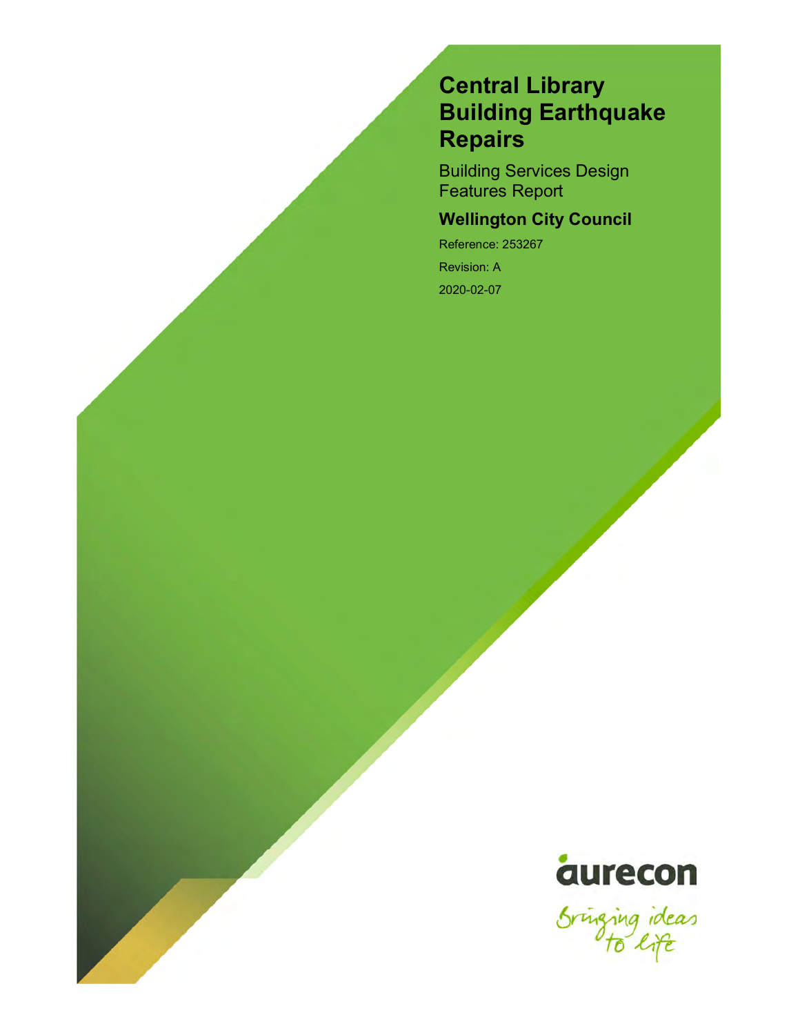# Central Library Building Earthquake Repairs

Building Services Design Features Report

**Wellington City Council**

Reference: 253267

Revision: A

2020-02-07

aurecon

Bringing ideas to life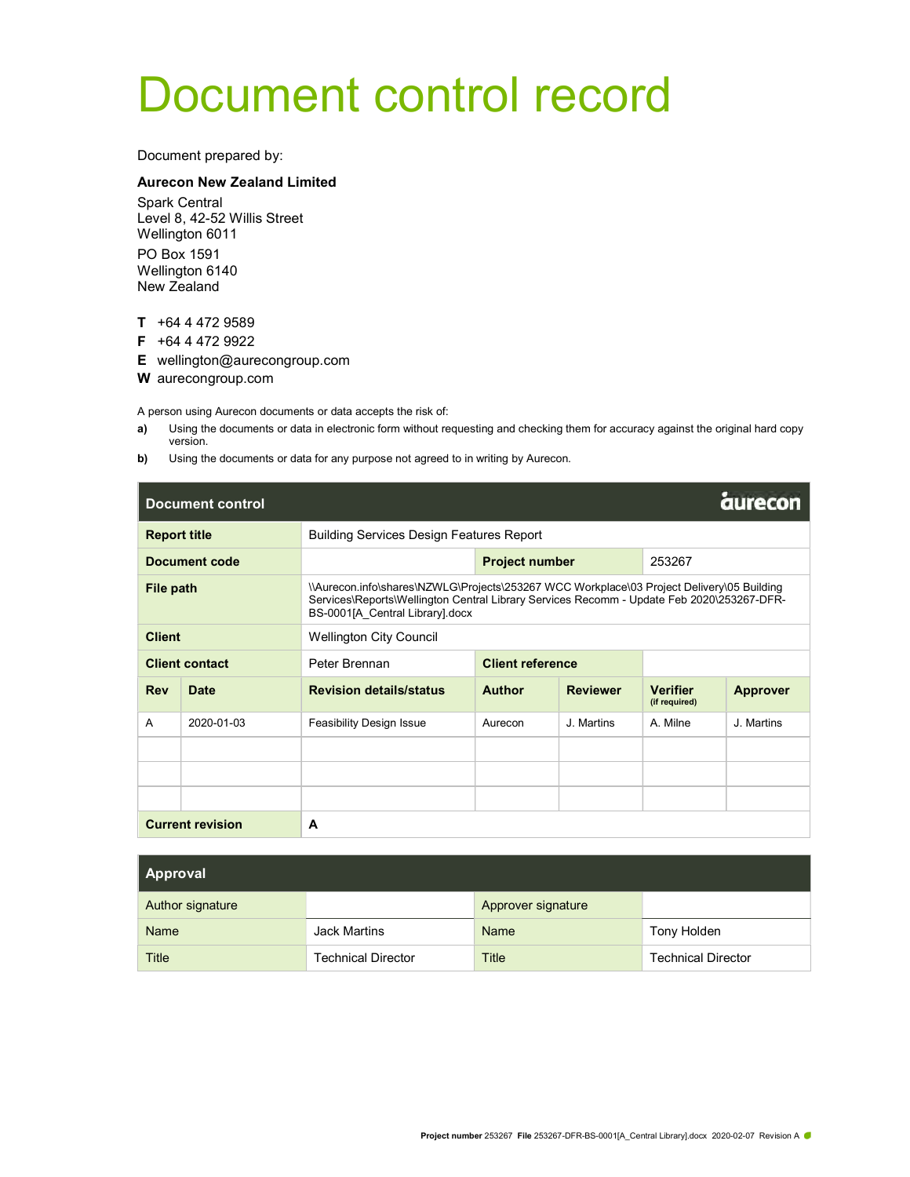# Document control record

Document prepared by:

**Aurecon New Zealand Limited**

Spark Central
Level 8, 42-52 Willis Street
Wellington 6011

PO Box 1591
Wellington 6140
New Zealand

**T** +64 4 472 9589
**F** +64 4 472 9922
**E** wellington@aurecongroup.com
**W** aurecongroup.com

A person using Aurecon documents or data accepts the risk of:

**a)** Using the documents or data in electronic form without requesting and checking them for accuracy against the original hard copy version.

**b)** Using the documents or data for any purpose not agreed to in writing by Aurecon.

| **Document control** | | | | | | | aurecon |
|---|---|---|---|---|---|---|---|
| **Report title** | | Building Services Design Features Report | | | | | |
| **Document code** | | | **Project number** | | 253267 | | |
| **File path** | | \\Aurecon.info\shares\NZWLG\Projects\253267 WCC Workplace\03 Project Delivery\05 Building Services\Reports\Wellington Central Library Services Recomm - Update Feb 2020\253267-DFR-BS-0001[A_Central Library].docx | | | | | |
| **Client** | | Wellington City Council | | | | | |
| **Client contact** | | Peter Brennan | **Client reference** | | | | |
| **Rev** | **Date** | **Revision details/status** | **Author** | **Reviewer** | **Verifier** (if required) | **Approver** | |
| A | 2020-01-03 | Feasibility Design Issue | Aurecon | J. Martins | A. Milne | J. Martins | |
| | | | | | | | |
| | | | | | | | |
| | | | | | | | |
| **Current revision** | | **A** | | | | | |

| **Approval** | | | |
|---|---|---|---|
| Author signature | | Approver signature | |
| Name | Jack Martins | Name | Tony Holden |
| Title | Technical Director | Title | Technical Director |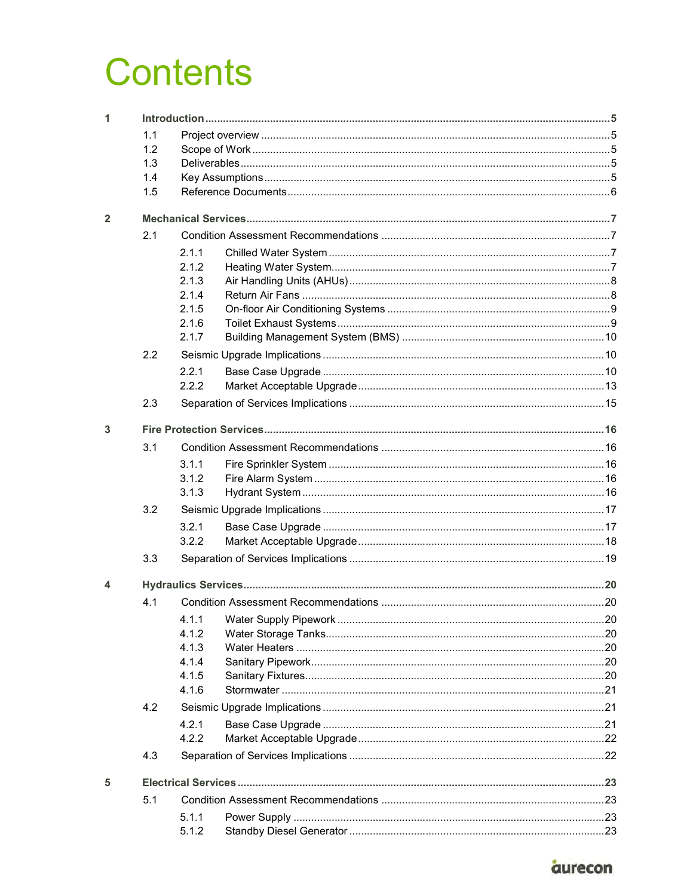# Contents

**1 Introduction** ..... 5

- 1.1 Project overview ..... 5
- 1.2 Scope of Work ..... 5
- 1.3 Deliverables ..... 5
- 1.4 Key Assumptions ..... 5
- 1.5 Reference Documents ..... 6

**2 Mechanical Services** ..... 7

- 2.1 Condition Assessment Recommendations ..... 7
  - 2.1.1 Chilled Water System ..... 7
  - 2.1.2 Heating Water System ..... 7
  - 2.1.3 Air Handling Units (AHUs) ..... 8
  - 2.1.4 Return Air Fans ..... 8
  - 2.1.5 On-floor Air Conditioning Systems ..... 9
  - 2.1.6 Toilet Exhaust Systems ..... 9
  - 2.1.7 Building Management System (BMS) ..... 10
- 2.2 Seismic Upgrade Implications ..... 10
  - 2.2.1 Base Case Upgrade ..... 10
  - 2.2.2 Market Acceptable Upgrade ..... 13
- 2.3 Separation of Services Implications ..... 15

**3 Fire Protection Services** ..... 16

- 3.1 Condition Assessment Recommendations ..... 16
  - 3.1.1 Fire Sprinkler System ..... 16
  - 3.1.2 Fire Alarm System ..... 16
  - 3.1.3 Hydrant System ..... 16
- 3.2 Seismic Upgrade Implications ..... 17
  - 3.2.1 Base Case Upgrade ..... 17
  - 3.2.2 Market Acceptable Upgrade ..... 18
- 3.3 Separation of Services Implications ..... 19

**4 Hydraulics Services** ..... 20

- 4.1 Condition Assessment Recommendations ..... 20
  - 4.1.1 Water Supply Pipework ..... 20
  - 4.1.2 Water Storage Tanks ..... 20
  - 4.1.3 Water Heaters ..... 20
  - 4.1.4 Sanitary Pipework ..... 20
  - 4.1.5 Sanitary Fixtures ..... 20
  - 4.1.6 Stormwater ..... 21
- 4.2 Seismic Upgrade Implications ..... 21
  - 4.2.1 Base Case Upgrade ..... 21
  - 4.2.2 Market Acceptable Upgrade ..... 22
- 4.3 Separation of Services Implications ..... 22

**5 Electrical Services** ..... 23

- 5.1 Condition Assessment Recommendations ..... 23
  - 5.1.1 Power Supply ..... 23
  - 5.1.2 Standby Diesel Generator ..... 23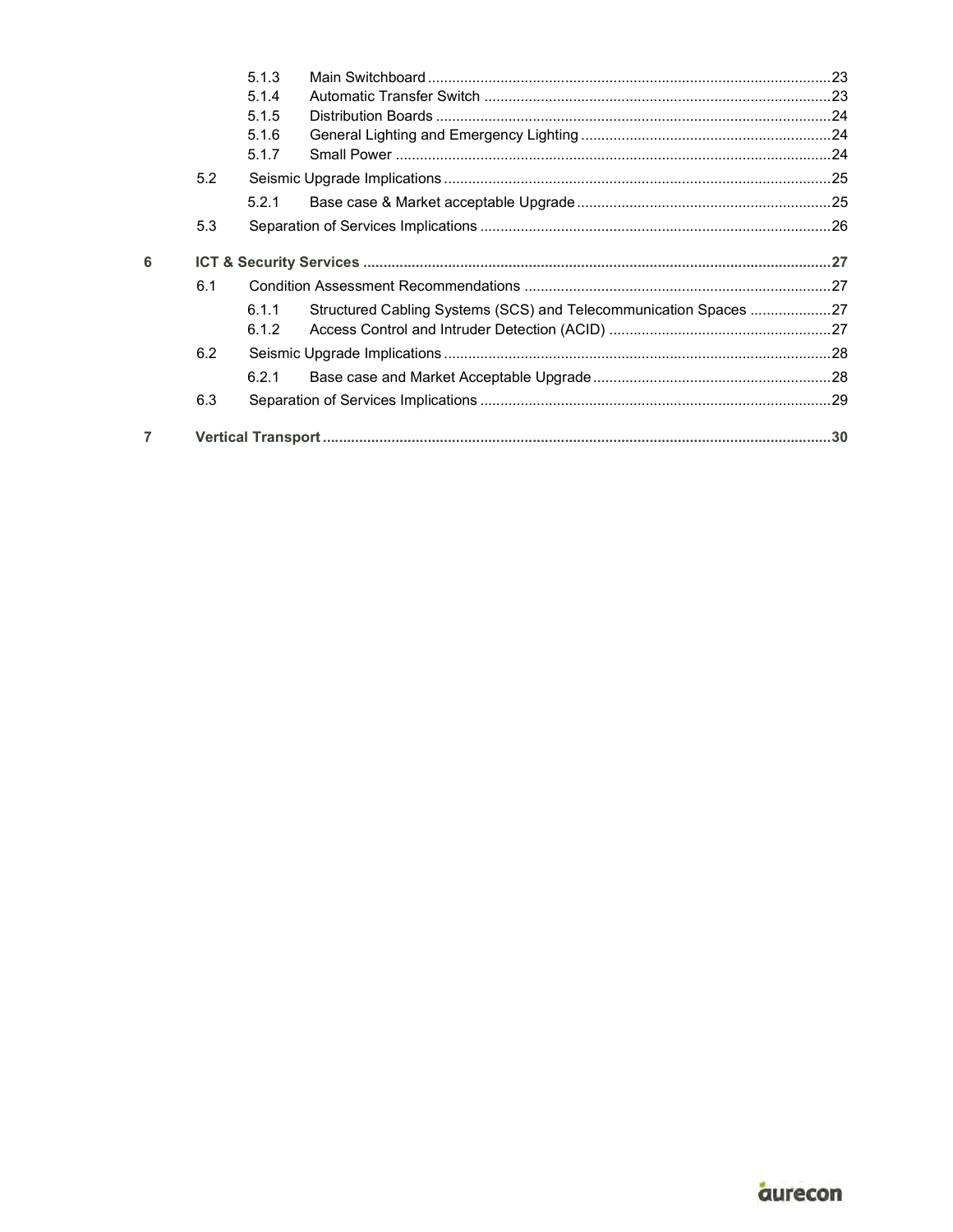5.1.3 Main Switchboard ....................................................................................................23
5.1.4 Automatic Transfer Switch ......................................................................................23
5.1.5 Distribution Boards ..................................................................................................24
5.1.6 General Lighting and Emergency Lighting ..............................................................24
5.1.7 Small Power ............................................................................................................24

5.2 Seismic Upgrade Implications ................................................................................................25

5.2.1 Base case & Market acceptable Upgrade ...............................................................25

5.3 Separation of Services Implications .......................................................................................26

**6 ICT & Security Services ...................................................................................................................27**

6.1 Condition Assessment Recommendations ............................................................................27

6.1.1 Structured Cabling Systems (SCS) and Telecommunication Spaces ....................27
6.1.2 Access Control and Intruder Detection (ACID) .......................................................27

6.2 Seismic Upgrade Implications ................................................................................................28

6.2.1 Base case and Market Acceptable Upgrade ...........................................................28

6.3 Separation of Services Implications .......................................................................................29

**7 Vertical Transport ..............................................................................................................................30**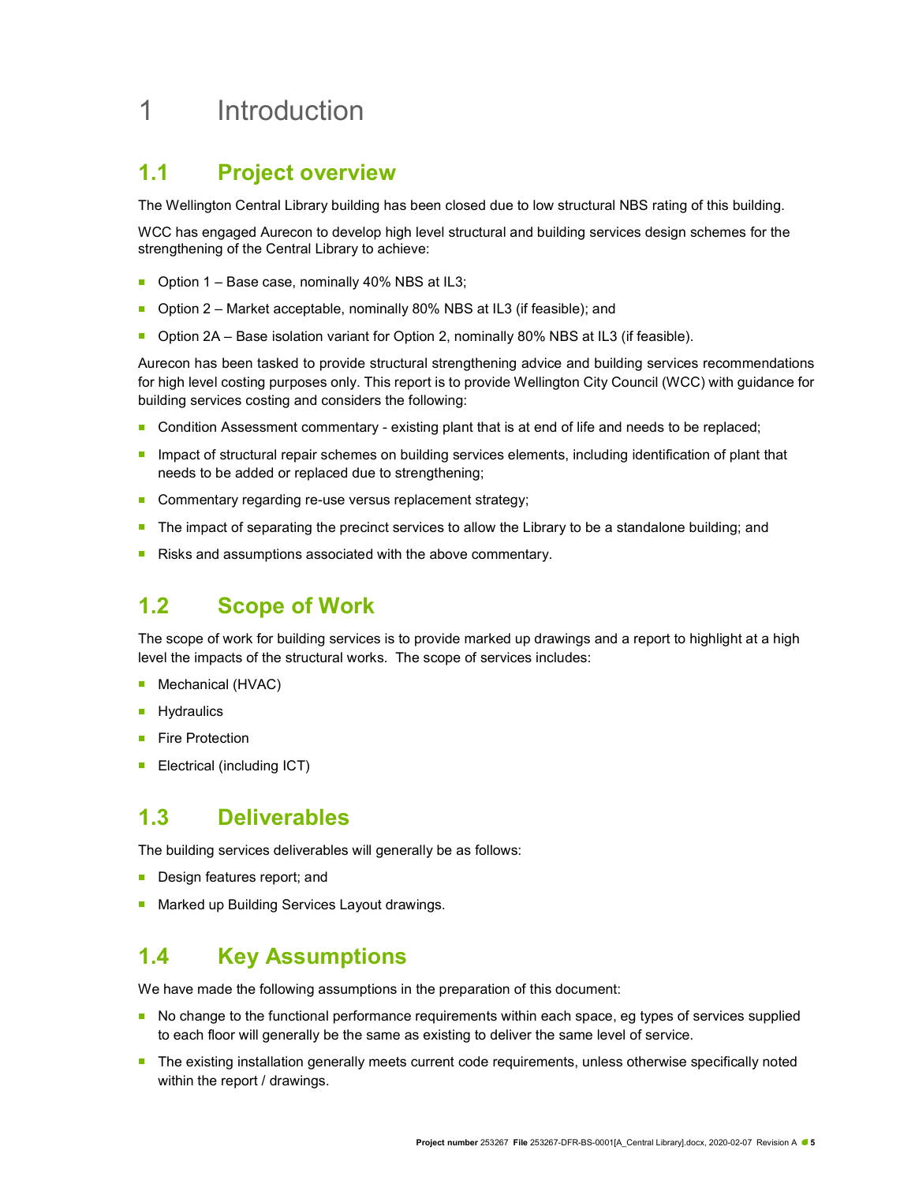# 1 Introduction

## 1.1 Project overview

The Wellington Central Library building has been closed due to low structural NBS rating of this building.

WCC has engaged Aurecon to develop high level structural and building services design schemes for the strengthening of the Central Library to achieve:

- Option 1 – Base case, nominally 40% NBS at IL3;
- Option 2 – Market acceptable, nominally 80% NBS at IL3 (if feasible); and
- Option 2A – Base isolation variant for Option 2, nominally 80% NBS at IL3 (if feasible).

Aurecon has been tasked to provide structural strengthening advice and building services recommendations for high level costing purposes only. This report is to provide Wellington City Council (WCC) with guidance for building services costing and considers the following:

- Condition Assessment commentary - existing plant that is at end of life and needs to be replaced;
- Impact of structural repair schemes on building services elements, including identification of plant that needs to be added or replaced due to strengthening;
- Commentary regarding re-use versus replacement strategy;
- The impact of separating the precinct services to allow the Library to be a standalone building; and
- Risks and assumptions associated with the above commentary.

## 1.2 Scope of Work

The scope of work for building services is to provide marked up drawings and a report to highlight at a high level the impacts of the structural works. The scope of services includes:

- Mechanical (HVAC)
- Hydraulics
- Fire Protection
- Electrical (including ICT)

## 1.3 Deliverables

The building services deliverables will generally be as follows:

- Design features report; and
- Marked up Building Services Layout drawings.

## 1.4 Key Assumptions

We have made the following assumptions in the preparation of this document:

- No change to the functional performance requirements within each space, eg types of services supplied to each floor will generally be the same as existing to deliver the same level of service.
- The existing installation generally meets current code requirements, unless otherwise specifically noted within the report / drawings.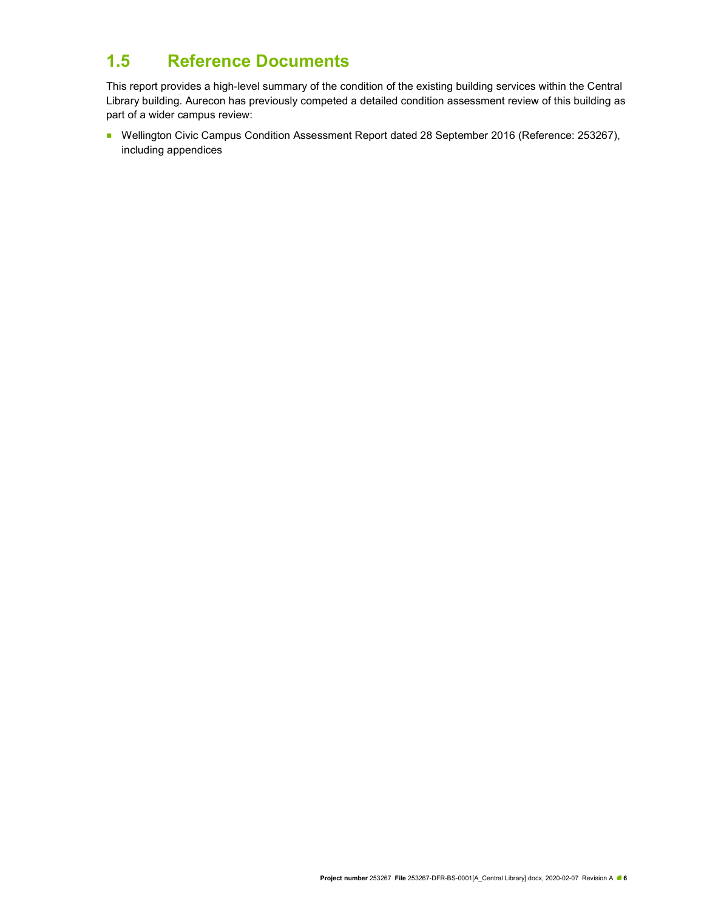## 1.5 Reference Documents

This report provides a high-level summary of the condition of the existing building services within the Central Library building. Aurecon has previously competed a detailed condition assessment review of this building as part of a wider campus review:

- Wellington Civic Campus Condition Assessment Report dated 28 September 2016 (Reference: 253267), including appendices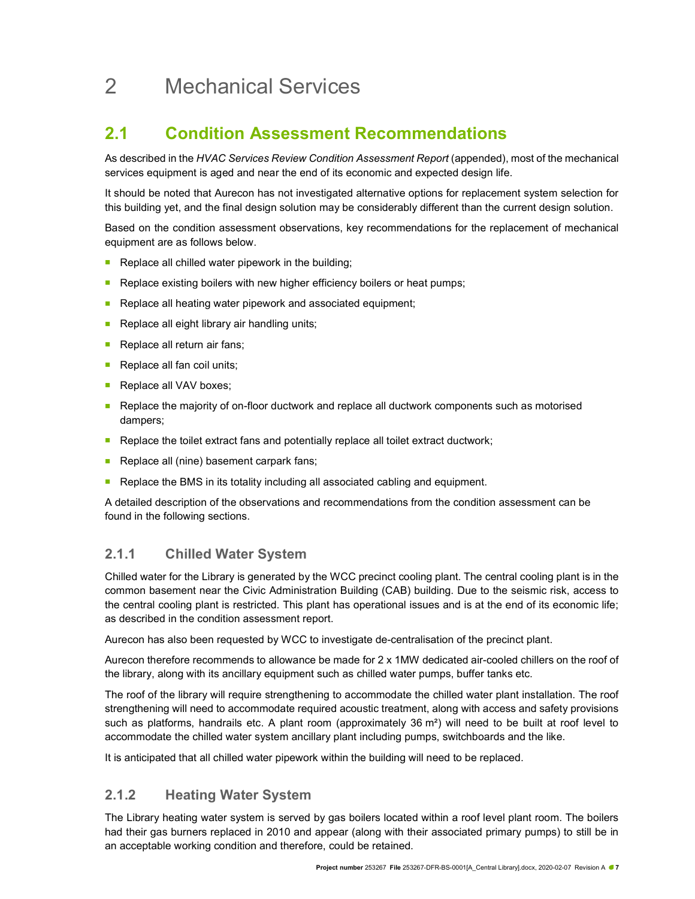# 2 Mechanical Services

## 2.1 Condition Assessment Recommendations

As described in the *HVAC Services Review Condition Assessment Report* (appended), most of the mechanical services equipment is aged and near the end of its economic and expected design life.

It should be noted that Aurecon has not investigated alternative options for replacement system selection for this building yet, and the final design solution may be considerably different than the current design solution.

Based on the condition assessment observations, key recommendations for the replacement of mechanical equipment are as follows below.

- Replace all chilled water pipework in the building;
- Replace existing boilers with new higher efficiency boilers or heat pumps;
- Replace all heating water pipework and associated equipment;
- Replace all eight library air handling units;
- Replace all return air fans;
- Replace all fan coil units;
- Replace all VAV boxes;
- Replace the majority of on-floor ductwork and replace all ductwork components such as motorised dampers;
- Replace the toilet extract fans and potentially replace all toilet extract ductwork;
- Replace all (nine) basement carpark fans;
- Replace the BMS in its totality including all associated cabling and equipment.

A detailed description of the observations and recommendations from the condition assessment can be found in the following sections.

### 2.1.1 Chilled Water System

Chilled water for the Library is generated by the WCC precinct cooling plant. The central cooling plant is in the common basement near the Civic Administration Building (CAB) building. Due to the seismic risk, access to the central cooling plant is restricted. This plant has operational issues and is at the end of its economic life; as described in the condition assessment report.

Aurecon has also been requested by WCC to investigate de-centralisation of the precinct plant.

Aurecon therefore recommends to allowance be made for 2 x 1MW dedicated air-cooled chillers on the roof of the library, along with its ancillary equipment such as chilled water pumps, buffer tanks etc.

The roof of the library will require strengthening to accommodate the chilled water plant installation. The roof strengthening will need to accommodate required acoustic treatment, along with access and safety provisions such as platforms, handrails etc. A plant room (approximately 36 m²) will need to be built at roof level to accommodate the chilled water system ancillary plant including pumps, switchboards and the like.

It is anticipated that all chilled water pipework within the building will need to be replaced.

### 2.1.2 Heating Water System

The Library heating water system is served by gas boilers located within a roof level plant room. The boilers had their gas burners replaced in 2010 and appear (along with their associated primary pumps) to still be in an acceptable working condition and therefore, could be retained.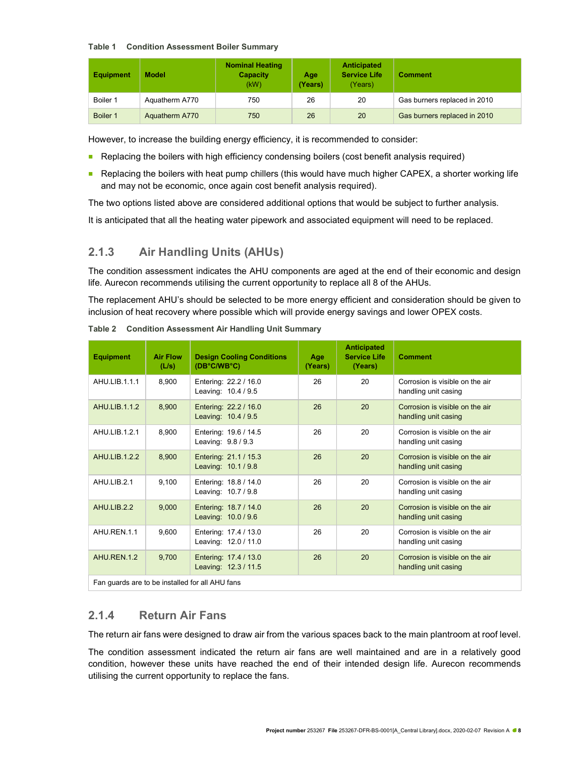**Table 1 Condition Assessment Boiler Summary**

| Equipment | Model | Nominal Heating Capacity (kW) | Age (Years) | Anticipated Service Life (Years) | Comment |
|---|---|---|---|---|---|
| Boiler 1 | Aquatherm A770 | 750 | 26 | 20 | Gas burners replaced in 2010 |
| Boiler 1 | Aquatherm A770 | 750 | 26 | 20 | Gas burners replaced in 2010 |

However, to increase the building energy efficiency, it is recommended to consider:

- Replacing the boilers with high efficiency condensing boilers (cost benefit analysis required)
- Replacing the boilers with heat pump chillers (this would have much higher CAPEX, a shorter working life and may not be economic, once again cost benefit analysis required).

The two options listed above are considered additional options that would be subject to further analysis.

It is anticipated that all the heating water pipework and associated equipment will need to be replaced.

### 2.1.3 Air Handling Units (AHUs)

The condition assessment indicates the AHU components are aged at the end of their economic and design life. Aurecon recommends utilising the current opportunity to replace all 8 of the AHUs.

The replacement AHU's should be selected to be more energy efficient and consideration should be given to inclusion of heat recovery where possible which will provide energy savings and lower OPEX costs.

**Table 2 Condition Assessment Air Handling Unit Summary**

| Equipment | Air Flow (L/s) | Design Cooling Conditions (DB°C/WB°C) | Age (Years) | Anticipated Service Life (Years) | Comment |
|---|---|---|---|---|---|
| AHU.LIB.1.1.1 | 8,900 | Entering: 22.2 / 16.0<br>Leaving: 10.4 / 9.5 | 26 | 20 | Corrosion is visible on the air handling unit casing |
| AHU.LIB.1.1.2 | 8,900 | Entering: 22.2 / 16.0<br>Leaving: 10.4 / 9.5 | 26 | 20 | Corrosion is visible on the air handling unit casing |
| AHU.LIB.1.2.1 | 8,900 | Entering: 19.6 / 14.5<br>Leaving: 9.8 / 9.3 | 26 | 20 | Corrosion is visible on the air handling unit casing |
| AHU.LIB.1.2.2 | 8,900 | Entering: 21.1 / 15.3<br>Leaving: 10.1 / 9.8 | 26 | 20 | Corrosion is visible on the air handling unit casing |
| AHU.LIB.2.1 | 9,100 | Entering: 18.8 / 14.0<br>Leaving: 10.7 / 9.8 | 26 | 20 | Corrosion is visible on the air handling unit casing |
| AHU.LIB.2.2 | 9,000 | Entering: 18.7 / 14.0<br>Leaving: 10.0 / 9.6 | 26 | 20 | Corrosion is visible on the air handling unit casing |
| AHU.REN.1.1 | 9,600 | Entering: 17.4 / 13.0<br>Leaving: 12.0 / 11.0 | 26 | 20 | Corrosion is visible on the air handling unit casing |
| AHU.REN.1.2 | 9,700 | Entering: 17.4 / 13.0<br>Leaving: 12.3 / 11.5 | 26 | 20 | Corrosion is visible on the air handling unit casing |
| Fan guards are to be installed for all AHU fans | | | | | |

### 2.1.4 Return Air Fans

The return air fans were designed to draw air from the various spaces back to the main plantroom at roof level.

The condition assessment indicated the return air fans are well maintained and are in a relatively good condition, however these units have reached the end of their intended design life. Aurecon recommends utilising the current opportunity to replace the fans.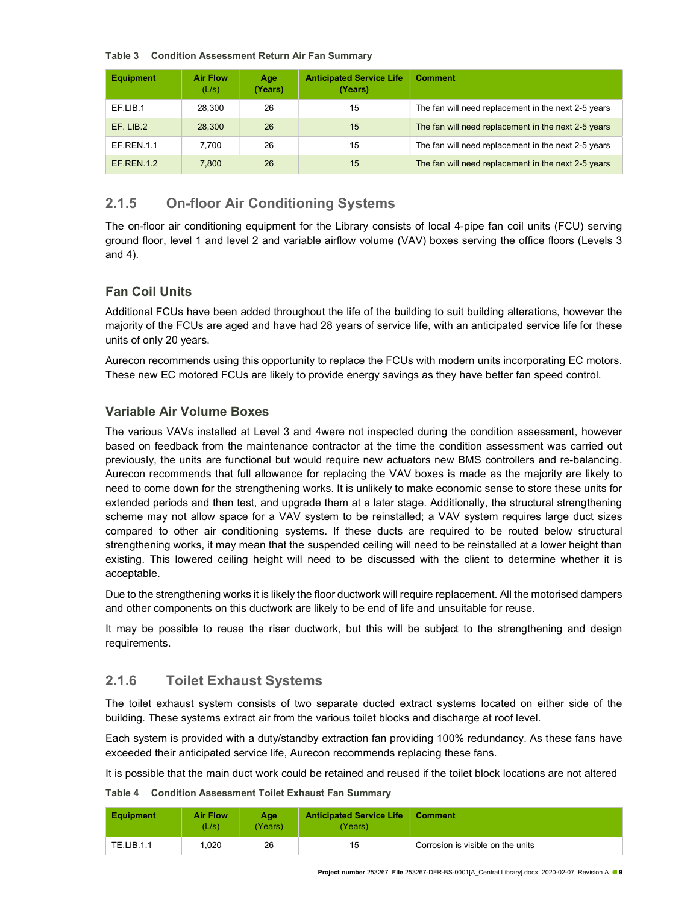**Table 3 Condition Assessment Return Air Fan Summary**

| Equipment | Air Flow (L/s) | Age (Years) | Anticipated Service Life (Years) | Comment |
|---|---|---|---|---|
| EF.LIB.1 | 28,300 | 26 | 15 | The fan will need replacement in the next 2-5 years |
| EF. LIB.2 | 28,300 | 26 | 15 | The fan will need replacement in the next 2-5 years |
| EF.REN.1.1 | 7,700 | 26 | 15 | The fan will need replacement in the next 2-5 years |
| EF.REN.1.2 | 7,800 | 26 | 15 | The fan will need replacement in the next 2-5 years |

## 2.1.5 On-floor Air Conditioning Systems

The on-floor air conditioning equipment for the Library consists of local 4-pipe fan coil units (FCU) serving ground floor, level 1 and level 2 and variable airflow volume (VAV) boxes serving the office floors (Levels 3 and 4).

### Fan Coil Units

Additional FCUs have been added throughout the life of the building to suit building alterations, however the majority of the FCUs are aged and have had 28 years of service life, with an anticipated service life for these units of only 20 years.

Aurecon recommends using this opportunity to replace the FCUs with modern units incorporating EC motors. These new EC motored FCUs are likely to provide energy savings as they have better fan speed control.

### Variable Air Volume Boxes

The various VAVs installed at Level 3 and 4were not inspected during the condition assessment, however based on feedback from the maintenance contractor at the time the condition assessment was carried out previously, the units are functional but would require new actuators new BMS controllers and re-balancing. Aurecon recommends that full allowance for replacing the VAV boxes is made as the majority are likely to need to come down for the strengthening works. It is unlikely to make economic sense to store these units for extended periods and then test, and upgrade them at a later stage. Additionally, the structural strengthening scheme may not allow space for a VAV system to be reinstalled; a VAV system requires large duct sizes compared to other air conditioning systems. If these ducts are required to be routed below structural strengthening works, it may mean that the suspended ceiling will need to be reinstalled at a lower height than existing. This lowered ceiling height will need to be discussed with the client to determine whether it is acceptable.

Due to the strengthening works it is likely the floor ductwork will require replacement. All the motorised dampers and other components on this ductwork are likely to be end of life and unsuitable for reuse.

It may be possible to reuse the riser ductwork, but this will be subject to the strengthening and design requirements.

## 2.1.6 Toilet Exhaust Systems

The toilet exhaust system consists of two separate ducted extract systems located on either side of the building. These systems extract air from the various toilet blocks and discharge at roof level.

Each system is provided with a duty/standby extraction fan providing 100% redundancy. As these fans have exceeded their anticipated service life, Aurecon recommends replacing these fans.

It is possible that the main duct work could be retained and reused if the toilet block locations are not altered

**Table 4 Condition Assessment Toilet Exhaust Fan Summary**

| Equipment | Air Flow (L/s) | Age (Years) | Anticipated Service Life (Years) | Comment |
|---|---|---|---|---|
| TE.LIB.1.1 | 1,020 | 26 | 15 | Corrosion is visible on the units |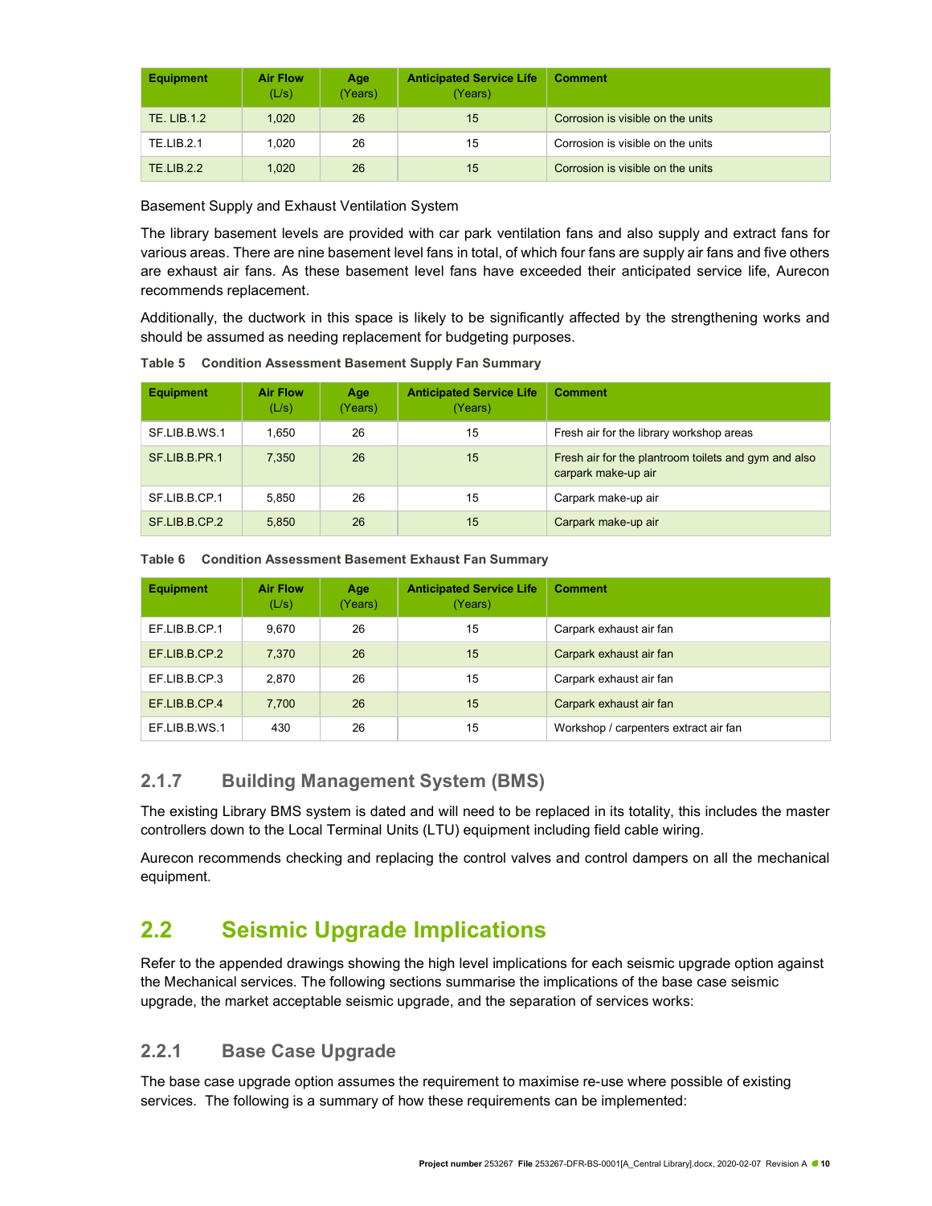| Equipment | Air Flow (L/s) | Age (Years) | Anticipated Service Life (Years) | Comment |
|---|---|---|---|---|
| TE. LIB.1.2 | 1,020 | 26 | 15 | Corrosion is visible on the units |
| TE.LIB.2.1 | 1,020 | 26 | 15 | Corrosion is visible on the units |
| TE.LIB.2.2 | 1,020 | 26 | 15 | Corrosion is visible on the units |

Basement Supply and Exhaust Ventilation System

The library basement levels are provided with car park ventilation fans and also supply and extract fans for various areas. There are nine basement level fans in total, of which four fans are supply air fans and five others are exhaust air fans. As these basement level fans have exceeded their anticipated service life, Aurecon recommends replacement.

Additionally, the ductwork in this space is likely to be significantly affected by the strengthening works and should be assumed as needing replacement for budgeting purposes.

**Table 5 Condition Assessment Basement Supply Fan Summary**

| Equipment | Air Flow (L/s) | Age (Years) | Anticipated Service Life (Years) | Comment |
|---|---|---|---|---|
| SF.LIB.B.WS.1 | 1,650 | 26 | 15 | Fresh air for the library workshop areas |
| SF.LIB.B.PR.1 | 7,350 | 26 | 15 | Fresh air for the plantroom toilets and gym and also carpark make-up air |
| SF.LIB.B.CP.1 | 5,850 | 26 | 15 | Carpark make-up air |
| SF.LIB.B.CP.2 | 5,850 | 26 | 15 | Carpark make-up air |

**Table 6 Condition Assessment Basement Exhaust Fan Summary**

| Equipment | Air Flow (L/s) | Age (Years) | Anticipated Service Life (Years) | Comment |
|---|---|---|---|---|
| EF.LIB.B.CP.1 | 9,670 | 26 | 15 | Carpark exhaust air fan |
| EF.LIB.B.CP.2 | 7,370 | 26 | 15 | Carpark exhaust air fan |
| EF.LIB.B.CP.3 | 2,870 | 26 | 15 | Carpark exhaust air fan |
| EF.LIB.B.CP.4 | 7,700 | 26 | 15 | Carpark exhaust air fan |
| EF.LIB.B.WS.1 | 430 | 26 | 15 | Workshop / carpenters extract air fan |

### 2.1.7 Building Management System (BMS)

The existing Library BMS system is dated and will need to be replaced in its totality, this includes the master controllers down to the Local Terminal Units (LTU) equipment including field cable wiring.

Aurecon recommends checking and replacing the control valves and control dampers on all the mechanical equipment.

## 2.2 Seismic Upgrade Implications

Refer to the appended drawings showing the high level implications for each seismic upgrade option against the Mechanical services. The following sections summarise the implications of the base case seismic upgrade, the market acceptable seismic upgrade, and the separation of services works:

### 2.2.1 Base Case Upgrade

The base case upgrade option assumes the requirement to maximise re-use where possible of existing services. The following is a summary of how these requirements can be implemented: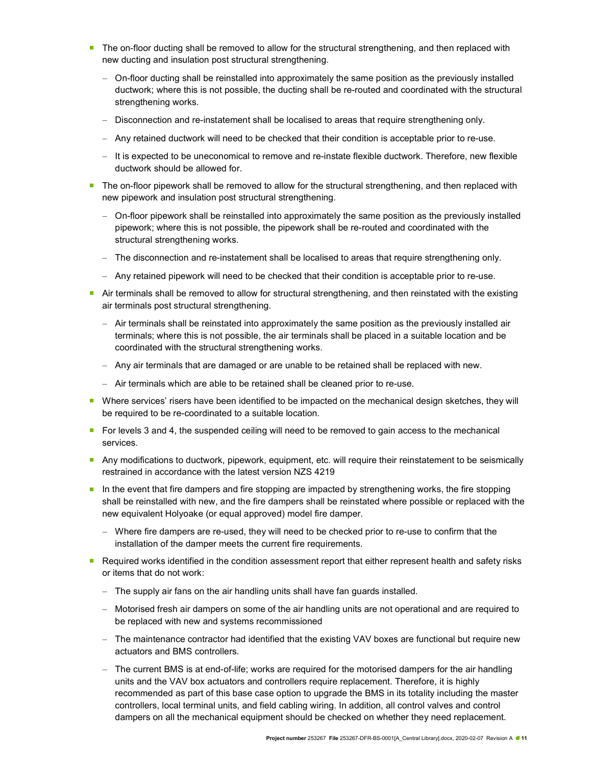- The on-floor ducting shall be removed to allow for the structural strengthening, and then replaced with new ducting and insulation post structural strengthening.
  - On-floor ducting shall be reinstalled into approximately the same position as the previously installed ductwork; where this is not possible, the ducting shall be re-routed and coordinated with the structural strengthening works.
  - Disconnection and re-instatement shall be localised to areas that require strengthening only.
  - Any retained ductwork will need to be checked that their condition is acceptable prior to re-use.
  - It is expected to be uneconomical to remove and re-instate flexible ductwork. Therefore, new flexible ductwork should be allowed for.
- The on-floor pipework shall be removed to allow for the structural strengthening, and then replaced with new pipework and insulation post structural strengthening.
  - On-floor pipework shall be reinstalled into approximately the same position as the previously installed pipework; where this is not possible, the pipework shall be re-routed and coordinated with the structural strengthening works.
  - The disconnection and re-instatement shall be localised to areas that require strengthening only.
  - Any retained pipework will need to be checked that their condition is acceptable prior to re-use.
- Air terminals shall be removed to allow for structural strengthening, and then reinstated with the existing air terminals post structural strengthening.
  - Air terminals shall be reinstated into approximately the same position as the previously installed air terminals; where this is not possible, the air terminals shall be placed in a suitable location and be coordinated with the structural strengthening works.
  - Any air terminals that are damaged or are unable to be retained shall be replaced with new.
  - Air terminals which are able to be retained shall be cleaned prior to re-use.
- Where services' risers have been identified to be impacted on the mechanical design sketches, they will be required to be re-coordinated to a suitable location.
- For levels 3 and 4, the suspended ceiling will need to be removed to gain access to the mechanical services.
- Any modifications to ductwork, pipework, equipment, etc. will require their reinstatement to be seismically restrained in accordance with the latest version NZS 4219
- In the event that fire dampers and fire stopping are impacted by strengthening works, the fire stopping shall be reinstalled with new, and the fire dampers shall be reinstated where possible or replaced with the new equivalent Holyoake (or equal approved) model fire damper.
  - Where fire dampers are re-used, they will need to be checked prior to re-use to confirm that the installation of the damper meets the current fire requirements.
- Required works identified in the condition assessment report that either represent health and safety risks or items that do not work:
  - The supply air fans on the air handling units shall have fan guards installed.
  - Motorised fresh air dampers on some of the air handling units are not operational and are required to be replaced with new and systems recommissioned
  - The maintenance contractor had identified that the existing VAV boxes are functional but require new actuators and BMS controllers.
  - The current BMS is at end-of-life; works are required for the motorised dampers for the air handling units and the VAV box actuators and controllers require replacement. Therefore, it is highly recommended as part of this base case option to upgrade the BMS in its totality including the master controllers, local terminal units, and field cabling wiring. In addition, all control valves and control dampers on all the mechanical equipment should be checked on whether they need replacement.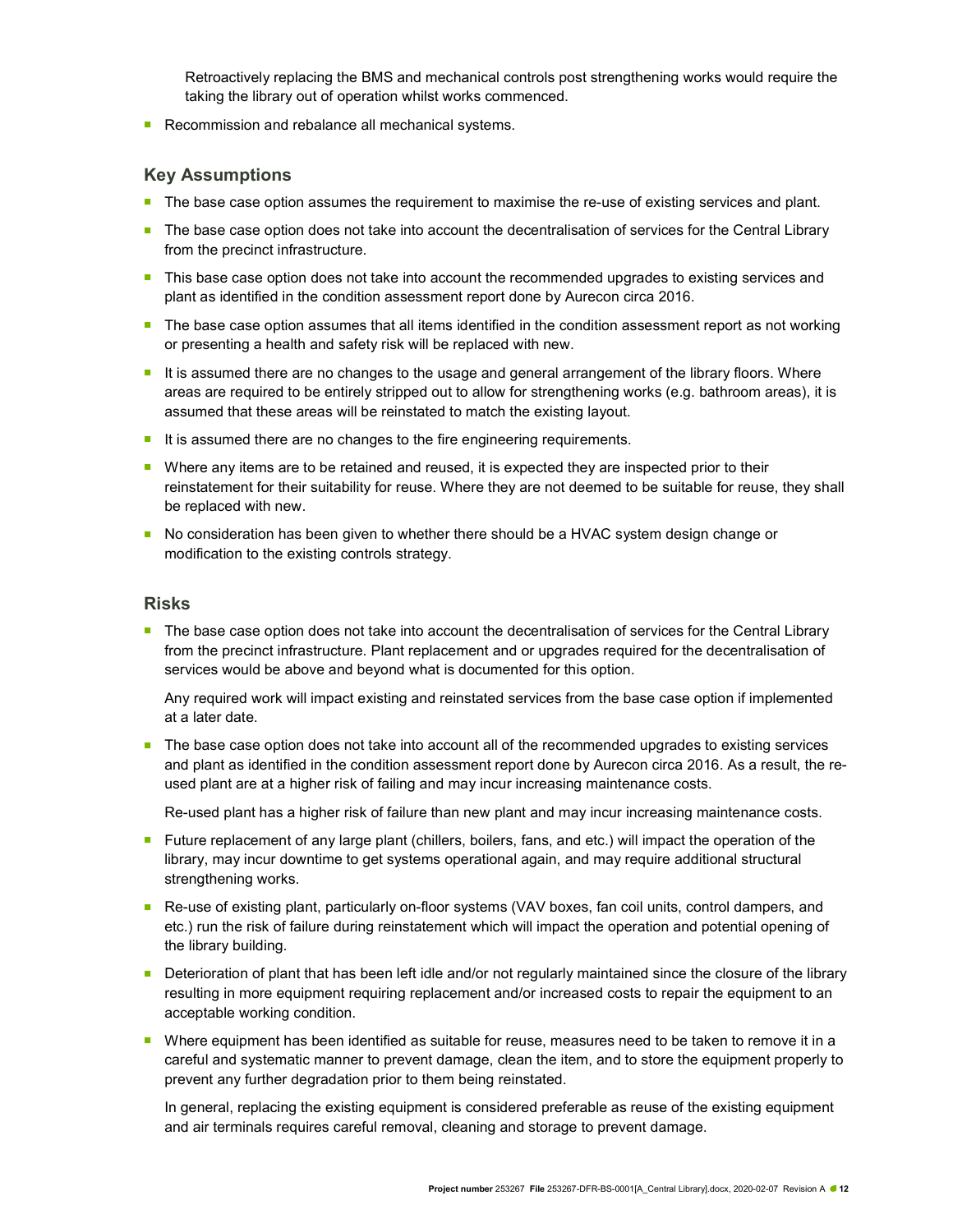Retroactively replacing the BMS and mechanical controls post strengthening works would require the taking the library out of operation whilst works commenced.

- Recommission and rebalance all mechanical systems.

### Key Assumptions

- The base case option assumes the requirement to maximise the re-use of existing services and plant.
- The base case option does not take into account the decentralisation of services for the Central Library from the precinct infrastructure.
- This base case option does not take into account the recommended upgrades to existing services and plant as identified in the condition assessment report done by Aurecon circa 2016.
- The base case option assumes that all items identified in the condition assessment report as not working or presenting a health and safety risk will be replaced with new.
- It is assumed there are no changes to the usage and general arrangement of the library floors. Where areas are required to be entirely stripped out to allow for strengthening works (e.g. bathroom areas), it is assumed that these areas will be reinstated to match the existing layout.
- It is assumed there are no changes to the fire engineering requirements.
- Where any items are to be retained and reused, it is expected they are inspected prior to their reinstatement for their suitability for reuse. Where they are not deemed to be suitable for reuse, they shall be replaced with new.
- No consideration has been given to whether there should be a HVAC system design change or modification to the existing controls strategy.

### Risks

- The base case option does not take into account the decentralisation of services for the Central Library from the precinct infrastructure. Plant replacement and or upgrades required for the decentralisation of services would be above and beyond what is documented for this option.

  Any required work will impact existing and reinstated services from the base case option if implemented at a later date.

- The base case option does not take into account all of the recommended upgrades to existing services and plant as identified in the condition assessment report done by Aurecon circa 2016. As a result, the re-used plant are at a higher risk of failing and may incur increasing maintenance costs.

  Re-used plant has a higher risk of failure than new plant and may incur increasing maintenance costs.

- Future replacement of any large plant (chillers, boilers, fans, and etc.) will impact the operation of the library, may incur downtime to get systems operational again, and may require additional structural strengthening works.
- Re-use of existing plant, particularly on-floor systems (VAV boxes, fan coil units, control dampers, and etc.) run the risk of failure during reinstatement which will impact the operation and potential opening of the library building.
- Deterioration of plant that has been left idle and/or not regularly maintained since the closure of the library resulting in more equipment requiring replacement and/or increased costs to repair the equipment to an acceptable working condition.
- Where equipment has been identified as suitable for reuse, measures need to be taken to remove it in a careful and systematic manner to prevent damage, clean the item, and to store the equipment properly to prevent any further degradation prior to them being reinstated.

  In general, replacing the existing equipment is considered preferable as reuse of the existing equipment and air terminals requires careful removal, cleaning and storage to prevent damage.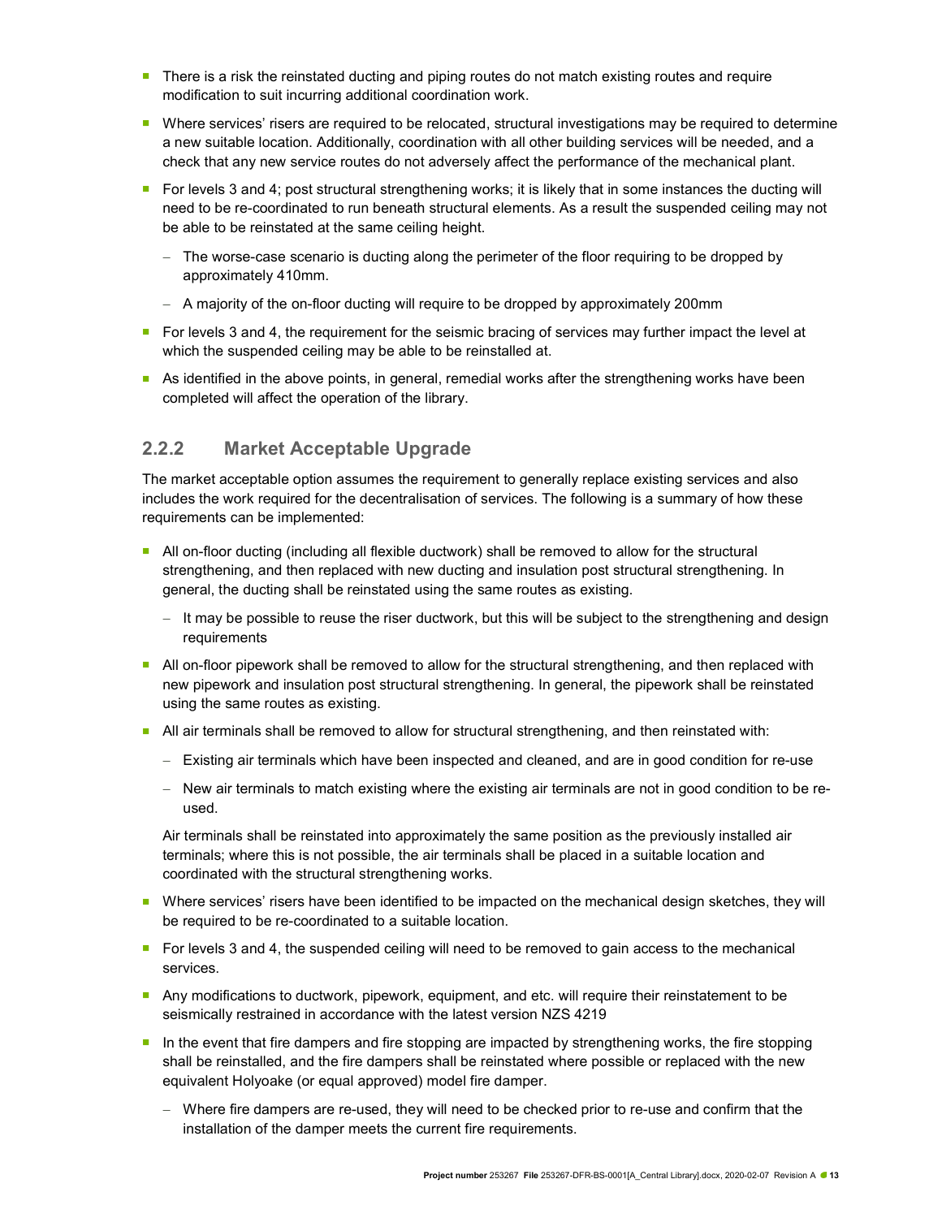- There is a risk the reinstated ducting and piping routes do not match existing routes and require modification to suit incurring additional coordination work.
- Where services' risers are required to be relocated, structural investigations may be required to determine a new suitable location. Additionally, coordination with all other building services will be needed, and a check that any new service routes do not adversely affect the performance of the mechanical plant.
- For levels 3 and 4; post structural strengthening works; it is likely that in some instances the ducting will need to be re-coordinated to run beneath structural elements. As a result the suspended ceiling may not be able to be reinstated at the same ceiling height.
  - The worse-case scenario is ducting along the perimeter of the floor requiring to be dropped by approximately 410mm.
  - A majority of the on-floor ducting will require to be dropped by approximately 200mm
- For levels 3 and 4, the requirement for the seismic bracing of services may further impact the level at which the suspended ceiling may be able to be reinstalled at.
- As identified in the above points, in general, remedial works after the strengthening works have been completed will affect the operation of the library.

### 2.2.2 Market Acceptable Upgrade

The market acceptable option assumes the requirement to generally replace existing services and also includes the work required for the decentralisation of services. The following is a summary of how these requirements can be implemented:

- All on-floor ducting (including all flexible ductwork) shall be removed to allow for the structural strengthening, and then replaced with new ducting and insulation post structural strengthening. In general, the ducting shall be reinstated using the same routes as existing.
  - It may be possible to reuse the riser ductwork, but this will be subject to the strengthening and design requirements
- All on-floor pipework shall be removed to allow for the structural strengthening, and then replaced with new pipework and insulation post structural strengthening. In general, the pipework shall be reinstated using the same routes as existing.
- All air terminals shall be removed to allow for structural strengthening, and then reinstated with:
  - Existing air terminals which have been inspected and cleaned, and are in good condition for re-use
  - New air terminals to match existing where the existing air terminals are not in good condition to be re-used.

  Air terminals shall be reinstated into approximately the same position as the previously installed air terminals; where this is not possible, the air terminals shall be placed in a suitable location and coordinated with the structural strengthening works.
- Where services' risers have been identified to be impacted on the mechanical design sketches, they will be required to be re-coordinated to a suitable location.
- For levels 3 and 4, the suspended ceiling will need to be removed to gain access to the mechanical services.
- Any modifications to ductwork, pipework, equipment, and etc. will require their reinstatement to be seismically restrained in accordance with the latest version NZS 4219
- In the event that fire dampers and fire stopping are impacted by strengthening works, the fire stopping shall be reinstalled, and the fire dampers shall be reinstated where possible or replaced with the new equivalent Holyoake (or equal approved) model fire damper.
  - Where fire dampers are re-used, they will need to be checked prior to re-use and confirm that the installation of the damper meets the current fire requirements.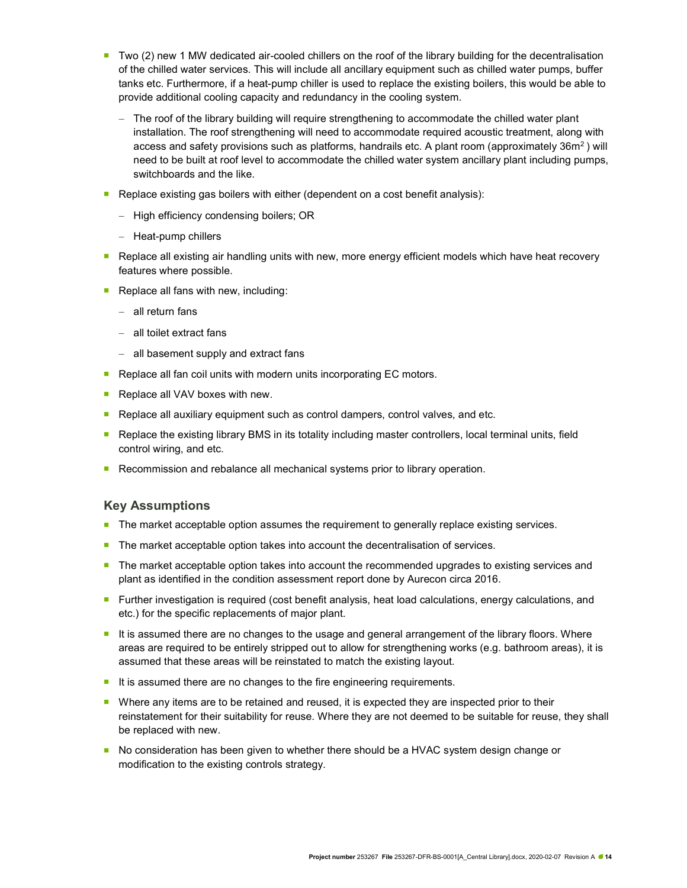- Two (2) new 1 MW dedicated air-cooled chillers on the roof of the library building for the decentralisation of the chilled water services. This will include all ancillary equipment such as chilled water pumps, buffer tanks etc. Furthermore, if a heat-pump chiller is used to replace the existing boilers, this would be able to provide additional cooling capacity and redundancy in the cooling system.
  - The roof of the library building will require strengthening to accommodate the chilled water plant installation. The roof strengthening will need to accommodate required acoustic treatment, along with access and safety provisions such as platforms, handrails etc. A plant room (approximately 36m$^2$ ) will need to be built at roof level to accommodate the chilled water system ancillary plant including pumps, switchboards and the like.
- Replace existing gas boilers with either (dependent on a cost benefit analysis):
  - High efficiency condensing boilers; OR
  - Heat-pump chillers
- Replace all existing air handling units with new, more energy efficient models which have heat recovery features where possible.
- Replace all fans with new, including:
  - all return fans
  - all toilet extract fans
  - all basement supply and extract fans
- Replace all fan coil units with modern units incorporating EC motors.
- Replace all VAV boxes with new.
- Replace all auxiliary equipment such as control dampers, control valves, and etc.
- Replace the existing library BMS in its totality including master controllers, local terminal units, field control wiring, and etc.
- Recommission and rebalance all mechanical systems prior to library operation.

### Key Assumptions

- The market acceptable option assumes the requirement to generally replace existing services.
- The market acceptable option takes into account the decentralisation of services.
- The market acceptable option takes into account the recommended upgrades to existing services and plant as identified in the condition assessment report done by Aurecon circa 2016.
- Further investigation is required (cost benefit analysis, heat load calculations, energy calculations, and etc.) for the specific replacements of major plant.
- It is assumed there are no changes to the usage and general arrangement of the library floors. Where areas are required to be entirely stripped out to allow for strengthening works (e.g. bathroom areas), it is assumed that these areas will be reinstated to match the existing layout.
- It is assumed there are no changes to the fire engineering requirements.
- Where any items are to be retained and reused, it is expected they are inspected prior to their reinstatement for their suitability for reuse. Where they are not deemed to be suitable for reuse, they shall be replaced with new.
- No consideration has been given to whether there should be a HVAC system design change or modification to the existing controls strategy.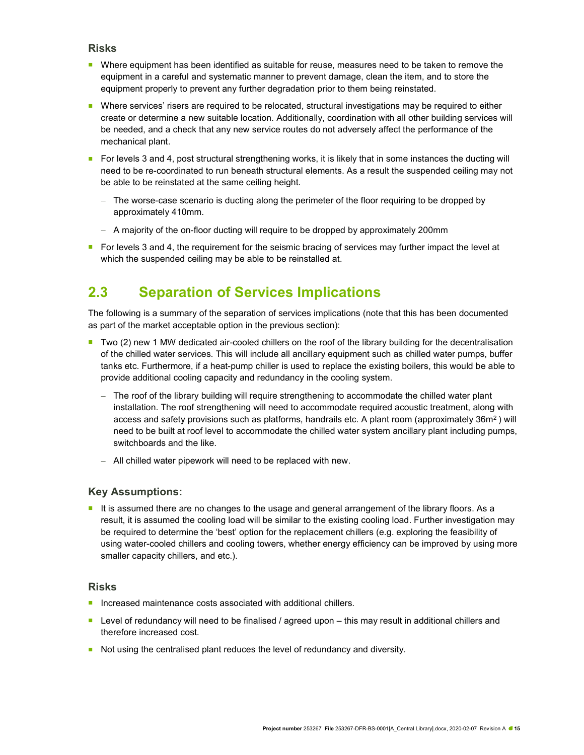### Risks

- Where equipment has been identified as suitable for reuse, measures need to be taken to remove the equipment in a careful and systematic manner to prevent damage, clean the item, and to store the equipment properly to prevent any further degradation prior to them being reinstated.
- Where services' risers are required to be relocated, structural investigations may be required to either create or determine a new suitable location. Additionally, coordination with all other building services will be needed, and a check that any new service routes do not adversely affect the performance of the mechanical plant.
- For levels 3 and 4, post structural strengthening works, it is likely that in some instances the ducting will need to be re-coordinated to run beneath structural elements. As a result the suspended ceiling may not be able to be reinstated at the same ceiling height.
  - The worse-case scenario is ducting along the perimeter of the floor requiring to be dropped by approximately 410mm.
  - A majority of the on-floor ducting will require to be dropped by approximately 200mm
- For levels 3 and 4, the requirement for the seismic bracing of services may further impact the level at which the suspended ceiling may be able to be reinstalled at.

## 2.3 Separation of Services Implications

The following is a summary of the separation of services implications (note that this has been documented as part of the market acceptable option in the previous section):

- Two (2) new 1 MW dedicated air-cooled chillers on the roof of the library building for the decentralisation of the chilled water services. This will include all ancillary equipment such as chilled water pumps, buffer tanks etc. Furthermore, if a heat-pump chiller is used to replace the existing boilers, this would be able to provide additional cooling capacity and redundancy in the cooling system.
  - The roof of the library building will require strengthening to accommodate the chilled water plant installation. The roof strengthening will need to accommodate required acoustic treatment, along with access and safety provisions such as platforms, handrails etc. A plant room (approximately 36m$^2$ ) will need to be built at roof level to accommodate the chilled water system ancillary plant including pumps, switchboards and the like.
  - All chilled water pipework will need to be replaced with new.

### Key Assumptions:

- It is assumed there are no changes to the usage and general arrangement of the library floors. As a result, it is assumed the cooling load will be similar to the existing cooling load. Further investigation may be required to determine the 'best' option for the replacement chillers (e.g. exploring the feasibility of using water-cooled chillers and cooling towers, whether energy efficiency can be improved by using more smaller capacity chillers, and etc.).

### Risks

- Increased maintenance costs associated with additional chillers.
- Level of redundancy will need to be finalised / agreed upon – this may result in additional chillers and therefore increased cost.
- Not using the centralised plant reduces the level of redundancy and diversity.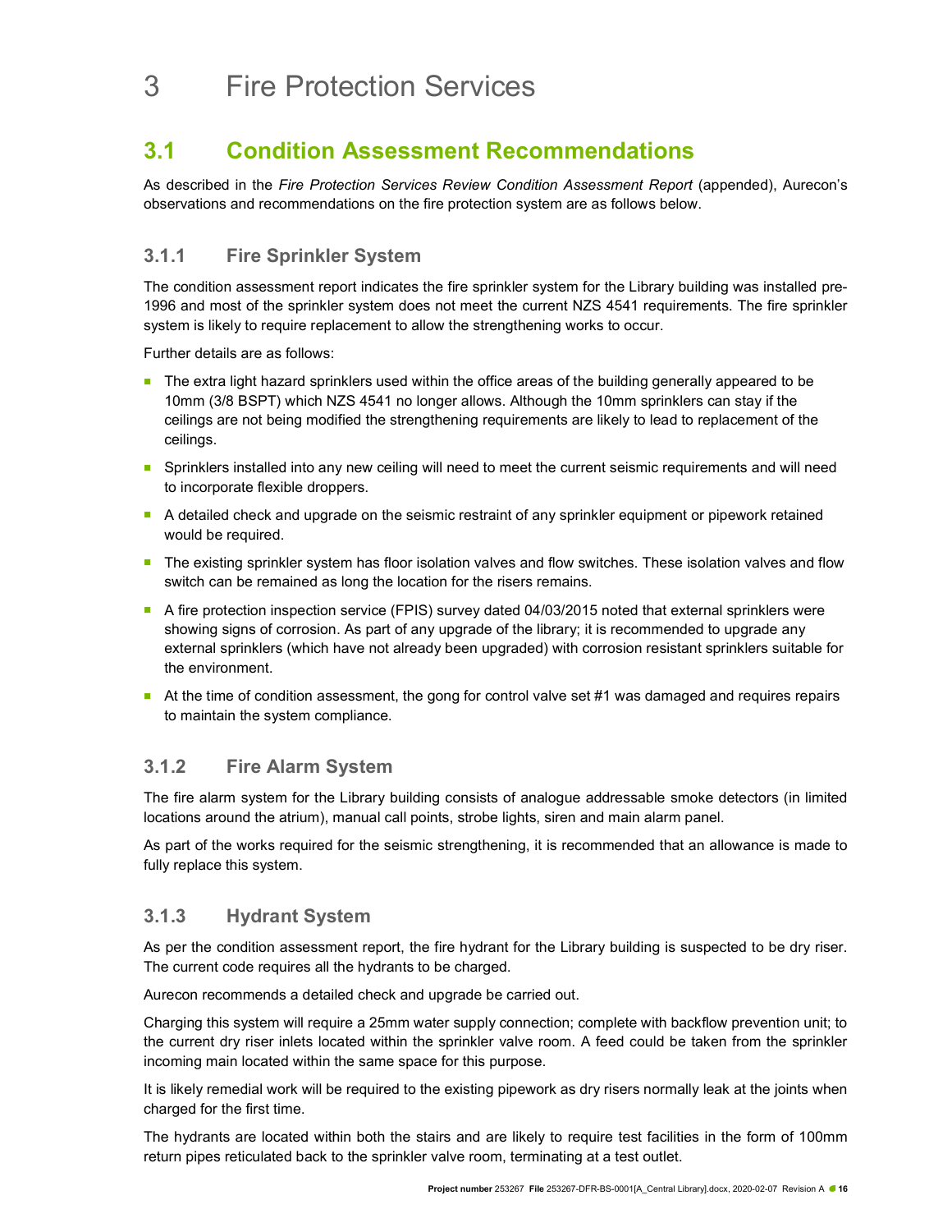# 3 Fire Protection Services

## 3.1 Condition Assessment Recommendations

As described in the *Fire Protection Services Review Condition Assessment Report* (appended), Aurecon's observations and recommendations on the fire protection system are as follows below.

### 3.1.1 Fire Sprinkler System

The condition assessment report indicates the fire sprinkler system for the Library building was installed pre-1996 and most of the sprinkler system does not meet the current NZS 4541 requirements. The fire sprinkler system is likely to require replacement to allow the strengthening works to occur.

Further details are as follows:

- The extra light hazard sprinklers used within the office areas of the building generally appeared to be 10mm (3/8 BSPT) which NZS 4541 no longer allows. Although the 10mm sprinklers can stay if the ceilings are not being modified the strengthening requirements are likely to lead to replacement of the ceilings.
- Sprinklers installed into any new ceiling will need to meet the current seismic requirements and will need to incorporate flexible droppers.
- A detailed check and upgrade on the seismic restraint of any sprinkler equipment or pipework retained would be required.
- The existing sprinkler system has floor isolation valves and flow switches. These isolation valves and flow switch can be remained as long the location for the risers remains.
- A fire protection inspection service (FPIS) survey dated 04/03/2015 noted that external sprinklers were showing signs of corrosion. As part of any upgrade of the library; it is recommended to upgrade any external sprinklers (which have not already been upgraded) with corrosion resistant sprinklers suitable for the environment.
- At the time of condition assessment, the gong for control valve set #1 was damaged and requires repairs to maintain the system compliance.

### 3.1.2 Fire Alarm System

The fire alarm system for the Library building consists of analogue addressable smoke detectors (in limited locations around the atrium), manual call points, strobe lights, siren and main alarm panel.

As part of the works required for the seismic strengthening, it is recommended that an allowance is made to fully replace this system.

### 3.1.3 Hydrant System

As per the condition assessment report, the fire hydrant for the Library building is suspected to be dry riser. The current code requires all the hydrants to be charged.

Aurecon recommends a detailed check and upgrade be carried out.

Charging this system will require a 25mm water supply connection; complete with backflow prevention unit; to the current dry riser inlets located within the sprinkler valve room. A feed could be taken from the sprinkler incoming main located within the same space for this purpose.

It is likely remedial work will be required to the existing pipework as dry risers normally leak at the joints when charged for the first time.

The hydrants are located within both the stairs and are likely to require test facilities in the form of 100mm return pipes reticulated back to the sprinkler valve room, terminating at a test outlet.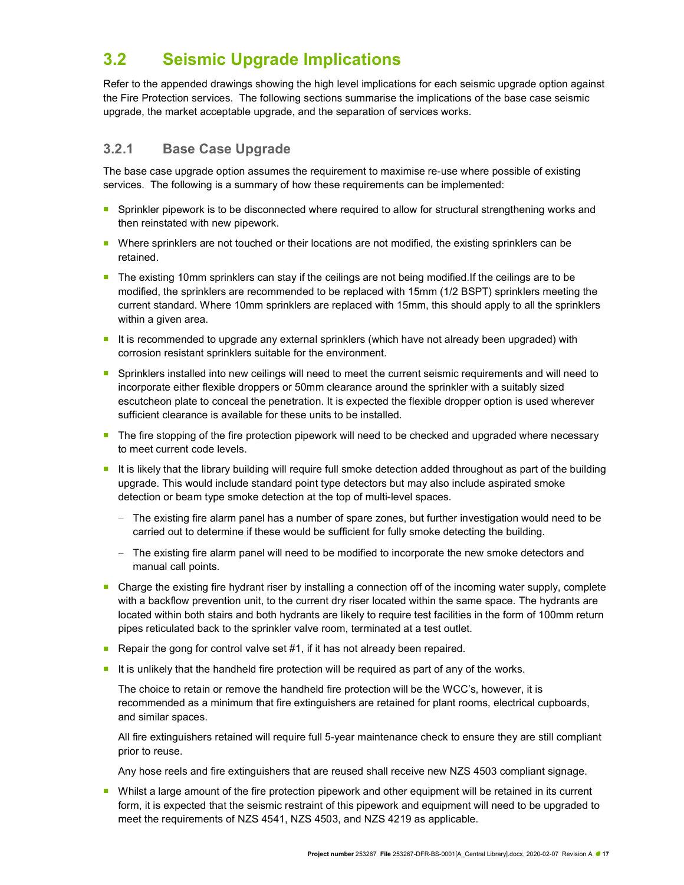## 3.2 Seismic Upgrade Implications

Refer to the appended drawings showing the high level implications for each seismic upgrade option against the Fire Protection services. The following sections summarise the implications of the base case seismic upgrade, the market acceptable upgrade, and the separation of services works.

### 3.2.1 Base Case Upgrade

The base case upgrade option assumes the requirement to maximise re-use where possible of existing services. The following is a summary of how these requirements can be implemented:

- Sprinkler pipework is to be disconnected where required to allow for structural strengthening works and then reinstated with new pipework.
- Where sprinklers are not touched or their locations are not modified, the existing sprinklers can be retained.
- The existing 10mm sprinklers can stay if the ceilings are not being modified.If the ceilings are to be modified, the sprinklers are recommended to be replaced with 15mm (1/2 BSPT) sprinklers meeting the current standard. Where 10mm sprinklers are replaced with 15mm, this should apply to all the sprinklers within a given area.
- It is recommended to upgrade any external sprinklers (which have not already been upgraded) with corrosion resistant sprinklers suitable for the environment.
- Sprinklers installed into new ceilings will need to meet the current seismic requirements and will need to incorporate either flexible droppers or 50mm clearance around the sprinkler with a suitably sized escutcheon plate to conceal the penetration. It is expected the flexible dropper option is used wherever sufficient clearance is available for these units to be installed.
- The fire stopping of the fire protection pipework will need to be checked and upgraded where necessary to meet current code levels.
- It is likely that the library building will require full smoke detection added throughout as part of the building upgrade. This would include standard point type detectors but may also include aspirated smoke detection or beam type smoke detection at the top of multi-level spaces.
  - The existing fire alarm panel has a number of spare zones, but further investigation would need to be carried out to determine if these would be sufficient for fully smoke detecting the building.
  - The existing fire alarm panel will need to be modified to incorporate the new smoke detectors and manual call points.
- Charge the existing fire hydrant riser by installing a connection off of the incoming water supply, complete with a backflow prevention unit, to the current dry riser located within the same space. The hydrants are located within both stairs and both hydrants are likely to require test facilities in the form of 100mm return pipes reticulated back to the sprinkler valve room, terminated at a test outlet.
- Repair the gong for control valve set #1, if it has not already been repaired.
- It is unlikely that the handheld fire protection will be required as part of any of the works.

  The choice to retain or remove the handheld fire protection will be the WCC's, however, it is recommended as a minimum that fire extinguishers are retained for plant rooms, electrical cupboards, and similar spaces.

  All fire extinguishers retained will require full 5-year maintenance check to ensure they are still compliant prior to reuse.

  Any hose reels and fire extinguishers that are reused shall receive new NZS 4503 compliant signage.
- Whilst a large amount of the fire protection pipework and other equipment will be retained in its current form, it is expected that the seismic restraint of this pipework and equipment will need to be upgraded to meet the requirements of NZS 4541, NZS 4503, and NZS 4219 as applicable.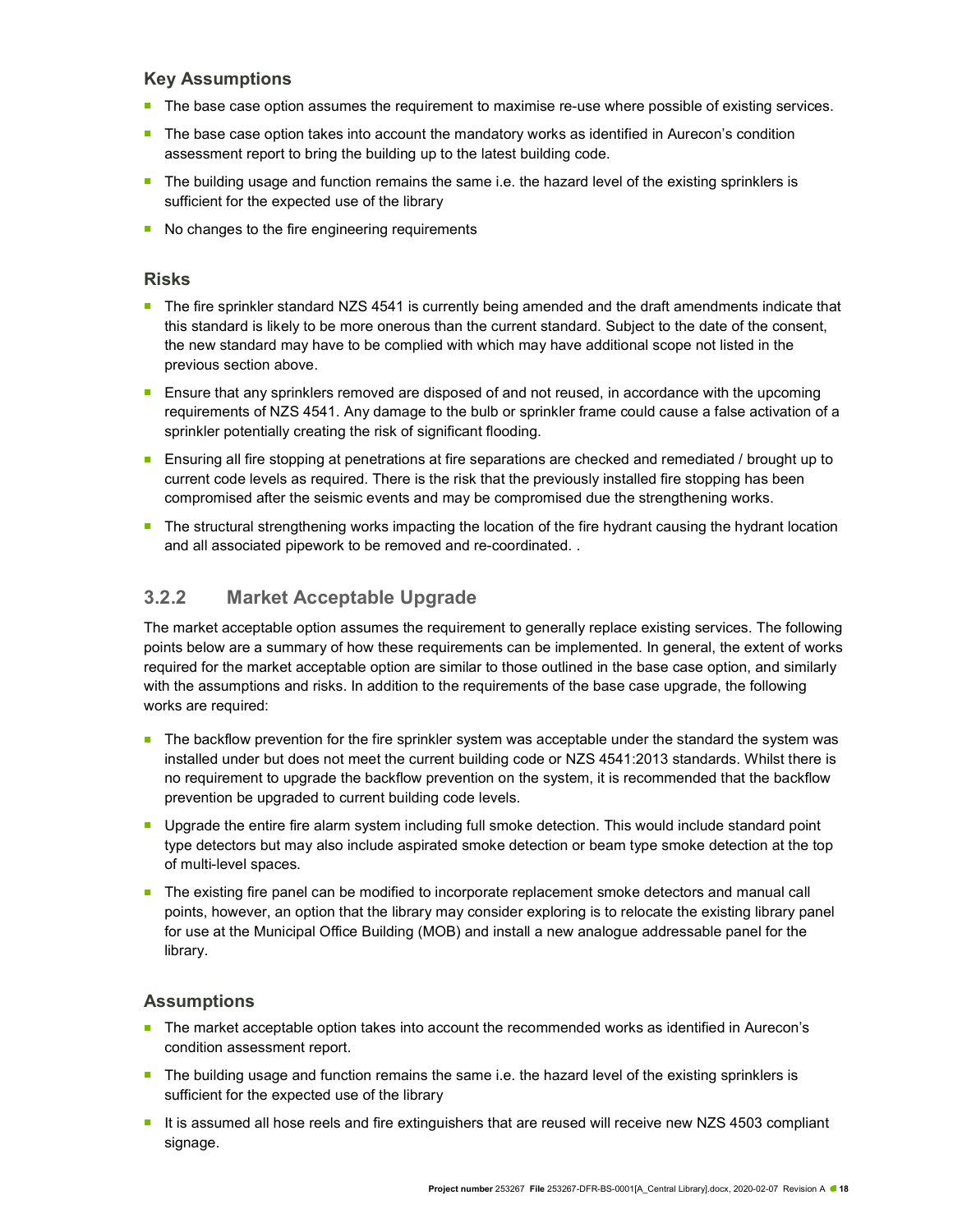### Key Assumptions

- The base case option assumes the requirement to maximise re-use where possible of existing services.
- The base case option takes into account the mandatory works as identified in Aurecon's condition assessment report to bring the building up to the latest building code.
- The building usage and function remains the same i.e. the hazard level of the existing sprinklers is sufficient for the expected use of the library
- No changes to the fire engineering requirements

### Risks

- The fire sprinkler standard NZS 4541 is currently being amended and the draft amendments indicate that this standard is likely to be more onerous than the current standard. Subject to the date of the consent, the new standard may have to be complied with which may have additional scope not listed in the previous section above.
- Ensure that any sprinklers removed are disposed of and not reused, in accordance with the upcoming requirements of NZS 4541. Any damage to the bulb or sprinkler frame could cause a false activation of a sprinkler potentially creating the risk of significant flooding.
- Ensuring all fire stopping at penetrations at fire separations are checked and remediated / brought up to current code levels as required. There is the risk that the previously installed fire stopping has been compromised after the seismic events and may be compromised due the strengthening works.
- The structural strengthening works impacting the location of the fire hydrant causing the hydrant location and all associated pipework to be removed and re-coordinated. .

## 3.2.2 Market Acceptable Upgrade

The market acceptable option assumes the requirement to generally replace existing services. The following points below are a summary of how these requirements can be implemented. In general, the extent of works required for the market acceptable option are similar to those outlined in the base case option, and similarly with the assumptions and risks. In addition to the requirements of the base case upgrade, the following works are required:

- The backflow prevention for the fire sprinkler system was acceptable under the standard the system was installed under but does not meet the current building code or NZS 4541:2013 standards. Whilst there is no requirement to upgrade the backflow prevention on the system, it is recommended that the backflow prevention be upgraded to current building code levels.
- Upgrade the entire fire alarm system including full smoke detection. This would include standard point type detectors but may also include aspirated smoke detection or beam type smoke detection at the top of multi-level spaces.
- The existing fire panel can be modified to incorporate replacement smoke detectors and manual call points, however, an option that the library may consider exploring is to relocate the existing library panel for use at the Municipal Office Building (MOB) and install a new analogue addressable panel for the library.

### Assumptions

- The market acceptable option takes into account the recommended works as identified in Aurecon's condition assessment report.
- The building usage and function remains the same i.e. the hazard level of the existing sprinklers is sufficient for the expected use of the library
- It is assumed all hose reels and fire extinguishers that are reused will receive new NZS 4503 compliant signage.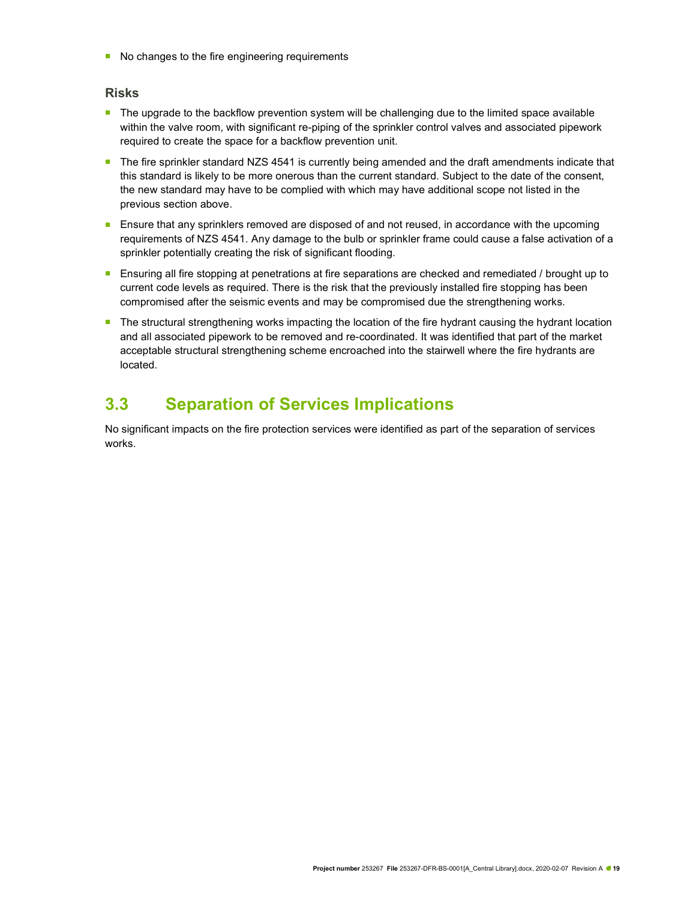- No changes to the fire engineering requirements

### Risks

- The upgrade to the backflow prevention system will be challenging due to the limited space available within the valve room, with significant re-piping of the sprinkler control valves and associated pipework required to create the space for a backflow prevention unit.
- The fire sprinkler standard NZS 4541 is currently being amended and the draft amendments indicate that this standard is likely to be more onerous than the current standard. Subject to the date of the consent, the new standard may have to be complied with which may have additional scope not listed in the previous section above.
- Ensure that any sprinklers removed are disposed of and not reused, in accordance with the upcoming requirements of NZS 4541. Any damage to the bulb or sprinkler frame could cause a false activation of a sprinkler potentially creating the risk of significant flooding.
- Ensuring all fire stopping at penetrations at fire separations are checked and remediated / brought up to current code levels as required. There is the risk that the previously installed fire stopping has been compromised after the seismic events and may be compromised due the strengthening works.
- The structural strengthening works impacting the location of the fire hydrant causing the hydrant location and all associated pipework to be removed and re-coordinated. It was identified that part of the market acceptable structural strengthening scheme encroached into the stairwell where the fire hydrants are located.

## 3.3 Separation of Services Implications

No significant impacts on the fire protection services were identified as part of the separation of services works.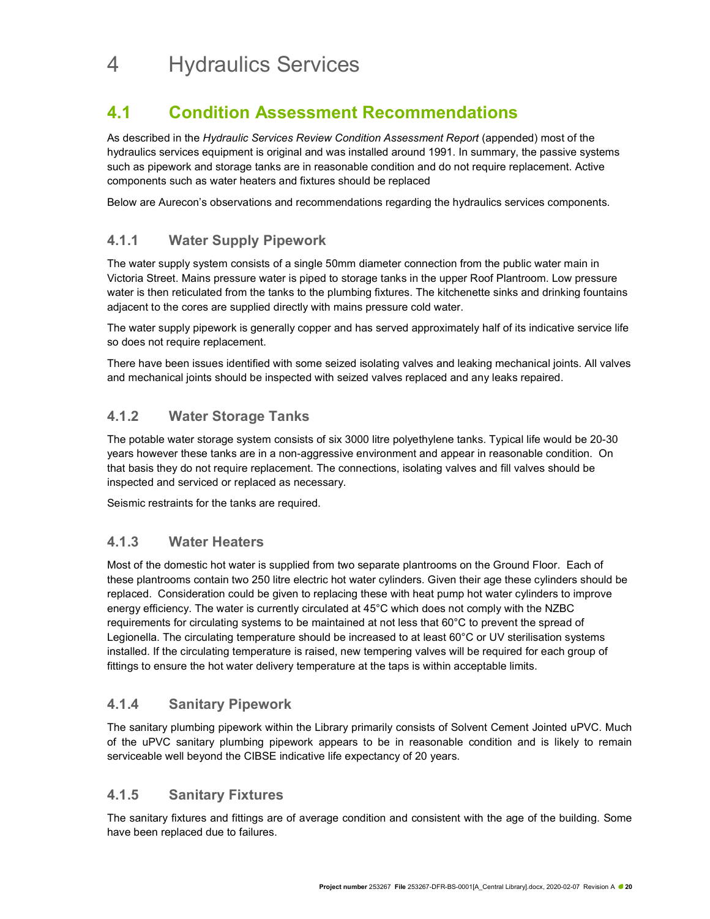# 4 Hydraulics Services

## 4.1 Condition Assessment Recommendations

As described in the *Hydraulic Services Review Condition Assessment Report* (appended) most of the hydraulics services equipment is original and was installed around 1991. In summary, the passive systems such as pipework and storage tanks are in reasonable condition and do not require replacement. Active components such as water heaters and fixtures should be replaced

Below are Aurecon's observations and recommendations regarding the hydraulics services components.

### 4.1.1 Water Supply Pipework

The water supply system consists of a single 50mm diameter connection from the public water main in Victoria Street. Mains pressure water is piped to storage tanks in the upper Roof Plantroom. Low pressure water is then reticulated from the tanks to the plumbing fixtures. The kitchenette sinks and drinking fountains adjacent to the cores are supplied directly with mains pressure cold water.

The water supply pipework is generally copper and has served approximately half of its indicative service life so does not require replacement.

There have been issues identified with some seized isolating valves and leaking mechanical joints. All valves and mechanical joints should be inspected with seized valves replaced and any leaks repaired.

### 4.1.2 Water Storage Tanks

The potable water storage system consists of six 3000 litre polyethylene tanks. Typical life would be 20-30 years however these tanks are in a non-aggressive environment and appear in reasonable condition. On that basis they do not require replacement. The connections, isolating valves and fill valves should be inspected and serviced or replaced as necessary.

Seismic restraints for the tanks are required.

### 4.1.3 Water Heaters

Most of the domestic hot water is supplied from two separate plantrooms on the Ground Floor. Each of these plantrooms contain two 250 litre electric hot water cylinders. Given their age these cylinders should be replaced. Consideration could be given to replacing these with heat pump hot water cylinders to improve energy efficiency. The water is currently circulated at 45°C which does not comply with the NZBC requirements for circulating systems to be maintained at not less that 60°C to prevent the spread of Legionella. The circulating temperature should be increased to at least 60°C or UV sterilisation systems installed. If the circulating temperature is raised, new tempering valves will be required for each group of fittings to ensure the hot water delivery temperature at the taps is within acceptable limits.

### 4.1.4 Sanitary Pipework

The sanitary plumbing pipework within the Library primarily consists of Solvent Cement Jointed uPVC. Much of the uPVC sanitary plumbing pipework appears to be in reasonable condition and is likely to remain serviceable well beyond the CIBSE indicative life expectancy of 20 years.

### 4.1.5 Sanitary Fixtures

The sanitary fixtures and fittings are of average condition and consistent with the age of the building. Some have been replaced due to failures.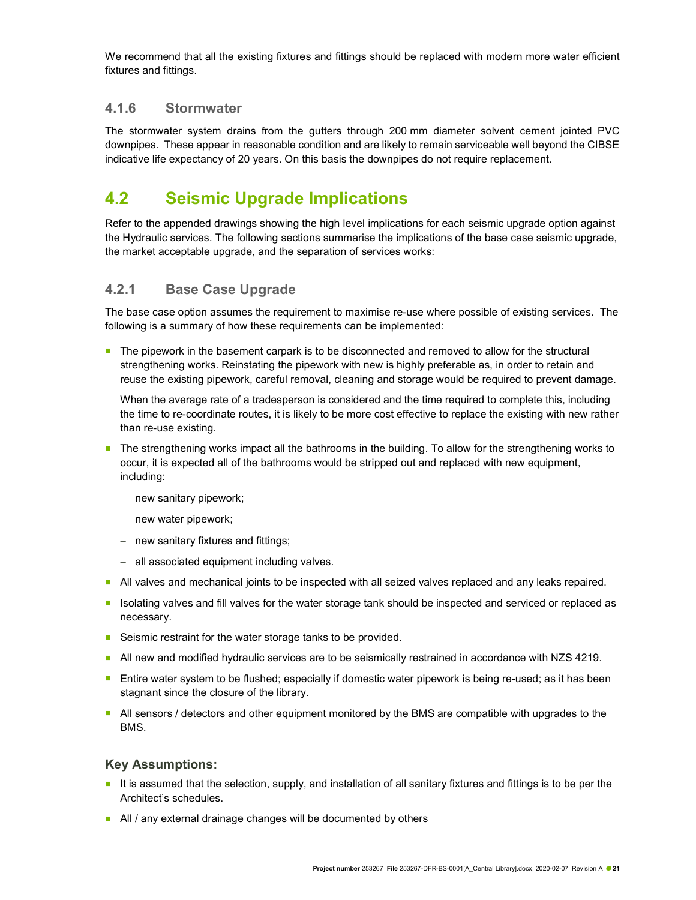We recommend that all the existing fixtures and fittings should be replaced with modern more water efficient fixtures and fittings.

### 4.1.6 Stormwater

The stormwater system drains from the gutters through 200 mm diameter solvent cement jointed PVC downpipes. These appear in reasonable condition and are likely to remain serviceable well beyond the CIBSE indicative life expectancy of 20 years. On this basis the downpipes do not require replacement.

## 4.2 Seismic Upgrade Implications

Refer to the appended drawings showing the high level implications for each seismic upgrade option against the Hydraulic services. The following sections summarise the implications of the base case seismic upgrade, the market acceptable upgrade, and the separation of services works:

### 4.2.1 Base Case Upgrade

The base case option assumes the requirement to maximise re-use where possible of existing services. The following is a summary of how these requirements can be implemented:

- The pipework in the basement carpark is to be disconnected and removed to allow for the structural strengthening works. Reinstating the pipework with new is highly preferable as, in order to retain and reuse the existing pipework, careful removal, cleaning and storage would be required to prevent damage.

  When the average rate of a tradesperson is considered and the time required to complete this, including the time to re-coordinate routes, it is likely to be more cost effective to replace the existing with new rather than re-use existing.

- The strengthening works impact all the bathrooms in the building. To allow for the strengthening works to occur, it is expected all of the bathrooms would be stripped out and replaced with new equipment, including:
  - new sanitary pipework;
  - new water pipework;
  - new sanitary fixtures and fittings;
  - all associated equipment including valves.
- All valves and mechanical joints to be inspected with all seized valves replaced and any leaks repaired.
- Isolating valves and fill valves for the water storage tank should be inspected and serviced or replaced as necessary.
- Seismic restraint for the water storage tanks to be provided.
- All new and modified hydraulic services are to be seismically restrained in accordance with NZS 4219.
- Entire water system to be flushed; especially if domestic water pipework is being re-used; as it has been stagnant since the closure of the library.
- All sensors / detectors and other equipment monitored by the BMS are compatible with upgrades to the BMS.

#### Key Assumptions:

- It is assumed that the selection, supply, and installation of all sanitary fixtures and fittings is to be per the Architect's schedules.
- All / any external drainage changes will be documented by others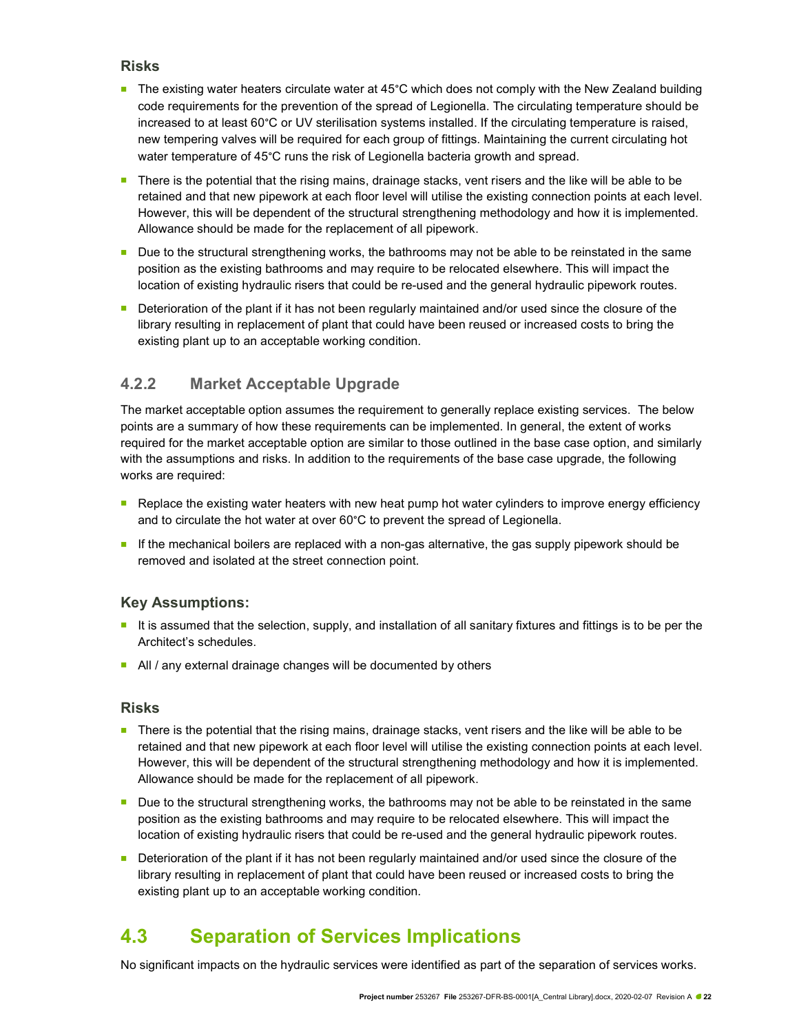### Risks

- The existing water heaters circulate water at 45°C which does not comply with the New Zealand building code requirements for the prevention of the spread of Legionella. The circulating temperature should be increased to at least 60°C or UV sterilisation systems installed. If the circulating temperature is raised, new tempering valves will be required for each group of fittings. Maintaining the current circulating hot water temperature of 45°C runs the risk of Legionella bacteria growth and spread.
- There is the potential that the rising mains, drainage stacks, vent risers and the like will be able to be retained and that new pipework at each floor level will utilise the existing connection points at each level. However, this will be dependent of the structural strengthening methodology and how it is implemented. Allowance should be made for the replacement of all pipework.
- Due to the structural strengthening works, the bathrooms may not be able to be reinstated in the same position as the existing bathrooms and may require to be relocated elsewhere. This will impact the location of existing hydraulic risers that could be re-used and the general hydraulic pipework routes.
- Deterioration of the plant if it has not been regularly maintained and/or used since the closure of the library resulting in replacement of plant that could have been reused or increased costs to bring the existing plant up to an acceptable working condition.

### 4.2.2 Market Acceptable Upgrade

The market acceptable option assumes the requirement to generally replace existing services. The below points are a summary of how these requirements can be implemented. In general, the extent of works required for the market acceptable option are similar to those outlined in the base case option, and similarly with the assumptions and risks. In addition to the requirements of the base case upgrade, the following works are required:

- Replace the existing water heaters with new heat pump hot water cylinders to improve energy efficiency and to circulate the hot water at over 60°C to prevent the spread of Legionella.
- If the mechanical boilers are replaced with a non-gas alternative, the gas supply pipework should be removed and isolated at the street connection point.

### Key Assumptions:

- It is assumed that the selection, supply, and installation of all sanitary fixtures and fittings is to be per the Architect's schedules.
- All / any external drainage changes will be documented by others

### Risks

- There is the potential that the rising mains, drainage stacks, vent risers and the like will be able to be retained and that new pipework at each floor level will utilise the existing connection points at each level. However, this will be dependent of the structural strengthening methodology and how it is implemented. Allowance should be made for the replacement of all pipework.
- Due to the structural strengthening works, the bathrooms may not be able to be reinstated in the same position as the existing bathrooms and may require to be relocated elsewhere. This will impact the location of existing hydraulic risers that could be re-used and the general hydraulic pipework routes.
- Deterioration of the plant if it has not been regularly maintained and/or used since the closure of the library resulting in replacement of plant that could have been reused or increased costs to bring the existing plant up to an acceptable working condition.

## 4.3 Separation of Services Implications

No significant impacts on the hydraulic services were identified as part of the separation of services works.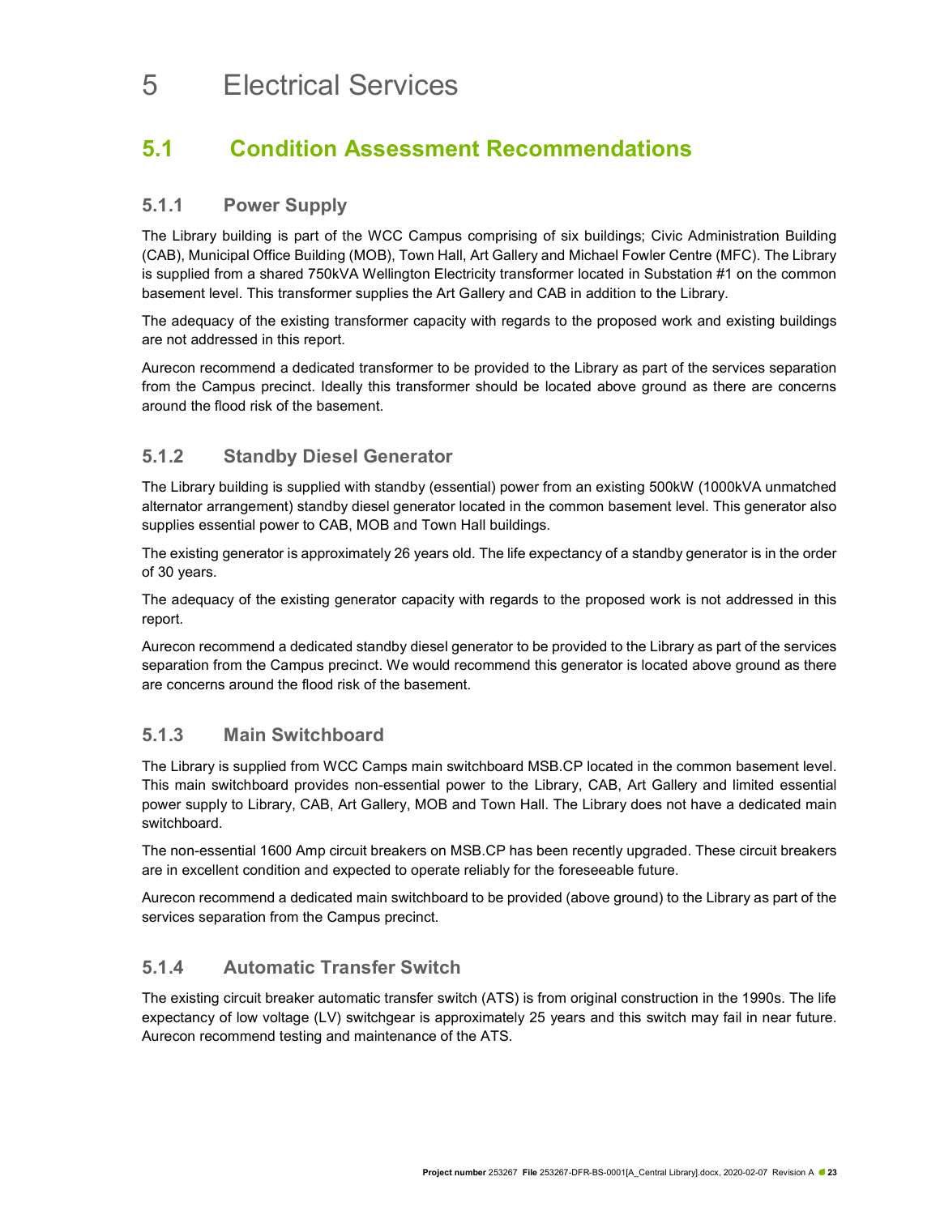# 5 Electrical Services

## 5.1 Condition Assessment Recommendations

### 5.1.1 Power Supply

The Library building is part of the WCC Campus comprising of six buildings; Civic Administration Building (CAB), Municipal Office Building (MOB), Town Hall, Art Gallery and Michael Fowler Centre (MFC). The Library is supplied from a shared 750kVA Wellington Electricity transformer located in Substation #1 on the common basement level. This transformer supplies the Art Gallery and CAB in addition to the Library.

The adequacy of the existing transformer capacity with regards to the proposed work and existing buildings are not addressed in this report.

Aurecon recommend a dedicated transformer to be provided to the Library as part of the services separation from the Campus precinct. Ideally this transformer should be located above ground as there are concerns around the flood risk of the basement.

### 5.1.2 Standby Diesel Generator

The Library building is supplied with standby (essential) power from an existing 500kW (1000kVA unmatched alternator arrangement) standby diesel generator located in the common basement level. This generator also supplies essential power to CAB, MOB and Town Hall buildings.

The existing generator is approximately 26 years old. The life expectancy of a standby generator is in the order of 30 years.

The adequacy of the existing generator capacity with regards to the proposed work is not addressed in this report.

Aurecon recommend a dedicated standby diesel generator to be provided to the Library as part of the services separation from the Campus precinct. We would recommend this generator is located above ground as there are concerns around the flood risk of the basement.

### 5.1.3 Main Switchboard

The Library is supplied from WCC Camps main switchboard MSB.CP located in the common basement level. This main switchboard provides non-essential power to the Library, CAB, Art Gallery and limited essential power supply to Library, CAB, Art Gallery, MOB and Town Hall. The Library does not have a dedicated main switchboard.

The non-essential 1600 Amp circuit breakers on MSB.CP has been recently upgraded. These circuit breakers are in excellent condition and expected to operate reliably for the foreseeable future.

Aurecon recommend a dedicated main switchboard to be provided (above ground) to the Library as part of the services separation from the Campus precinct.

### 5.1.4 Automatic Transfer Switch

The existing circuit breaker automatic transfer switch (ATS) is from original construction in the 1990s. The life expectancy of low voltage (LV) switchgear is approximately 25 years and this switch may fail in near future. Aurecon recommend testing and maintenance of the ATS.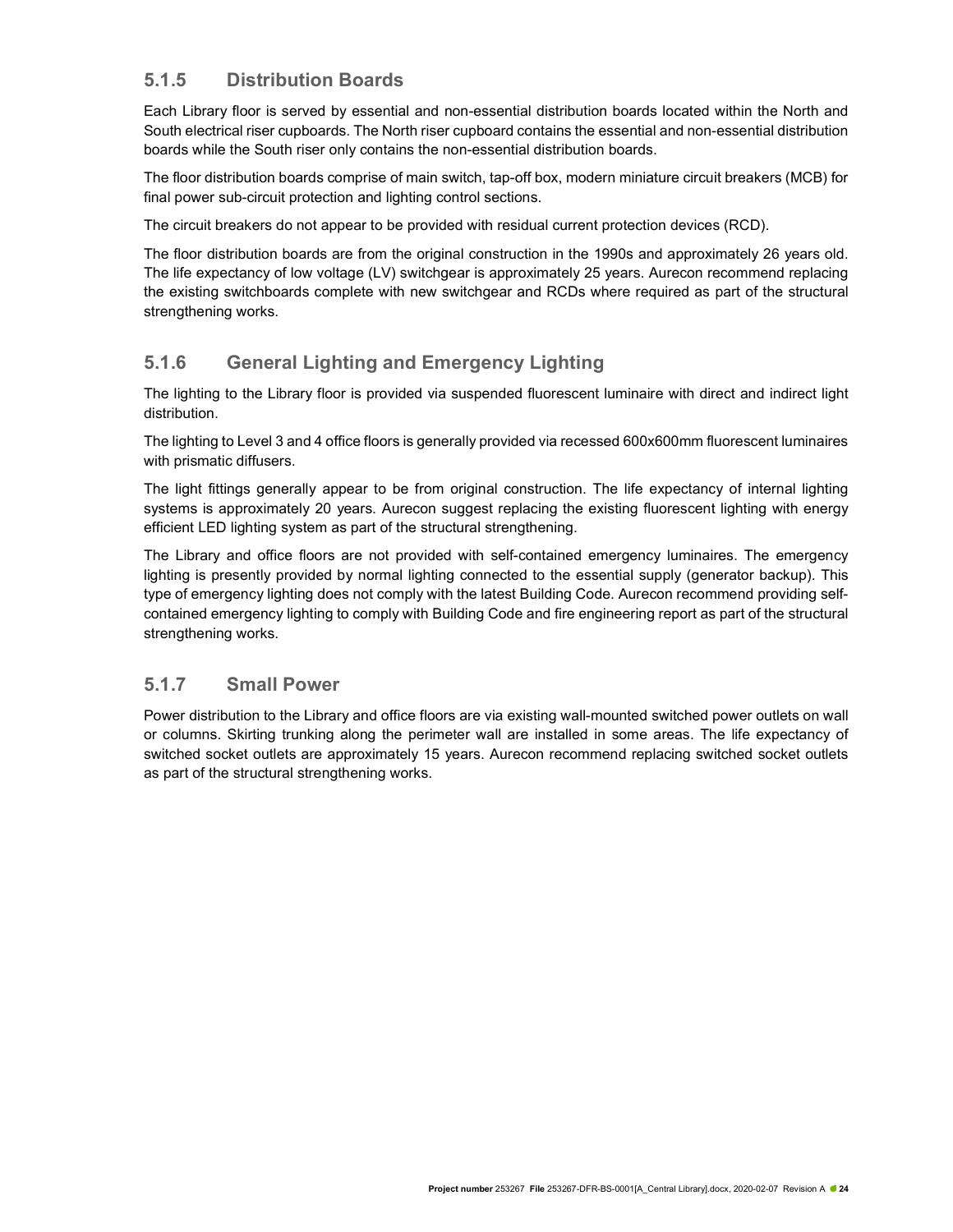### 5.1.5 Distribution Boards

Each Library floor is served by essential and non-essential distribution boards located within the North and South electrical riser cupboards. The North riser cupboard contains the essential and non-essential distribution boards while the South riser only contains the non-essential distribution boards.

The floor distribution boards comprise of main switch, tap-off box, modern miniature circuit breakers (MCB) for final power sub-circuit protection and lighting control sections.

The circuit breakers do not appear to be provided with residual current protection devices (RCD).

The floor distribution boards are from the original construction in the 1990s and approximately 26 years old. The life expectancy of low voltage (LV) switchgear is approximately 25 years. Aurecon recommend replacing the existing switchboards complete with new switchgear and RCDs where required as part of the structural strengthening works.

### 5.1.6 General Lighting and Emergency Lighting

The lighting to the Library floor is provided via suspended fluorescent luminaire with direct and indirect light distribution.

The lighting to Level 3 and 4 office floors is generally provided via recessed 600x600mm fluorescent luminaires with prismatic diffusers.

The light fittings generally appear to be from original construction. The life expectancy of internal lighting systems is approximately 20 years. Aurecon suggest replacing the existing fluorescent lighting with energy efficient LED lighting system as part of the structural strengthening.

The Library and office floors are not provided with self-contained emergency luminaires. The emergency lighting is presently provided by normal lighting connected to the essential supply (generator backup). This type of emergency lighting does not comply with the latest Building Code. Aurecon recommend providing self-contained emergency lighting to comply with Building Code and fire engineering report as part of the structural strengthening works.

### 5.1.7 Small Power

Power distribution to the Library and office floors are via existing wall-mounted switched power outlets on wall or columns. Skirting trunking along the perimeter wall are installed in some areas. The life expectancy of switched socket outlets are approximately 15 years. Aurecon recommend replacing switched socket outlets as part of the structural strengthening works.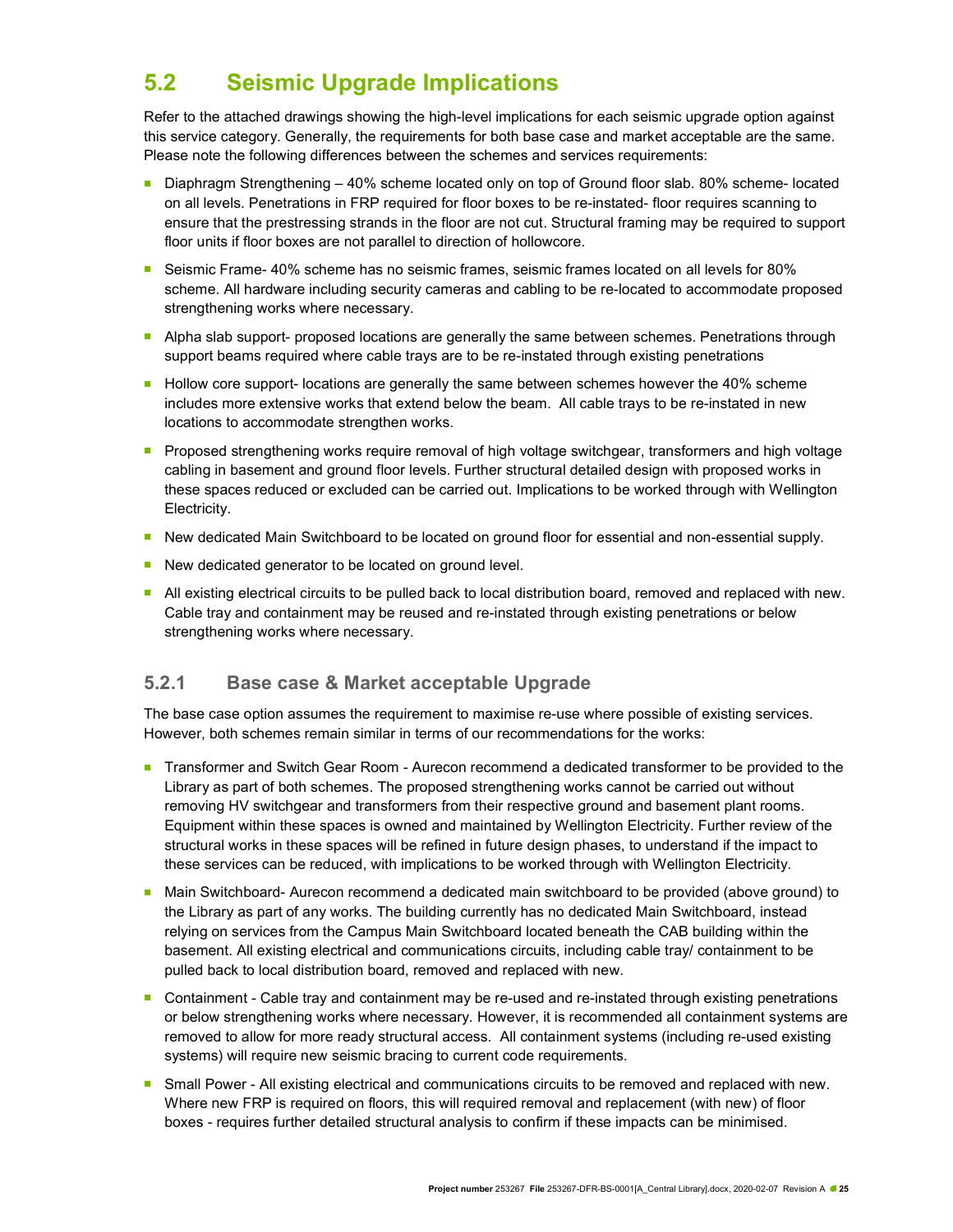## 5.2 Seismic Upgrade Implications

Refer to the attached drawings showing the high-level implications for each seismic upgrade option against this service category. Generally, the requirements for both base case and market acceptable are the same. Please note the following differences between the schemes and services requirements:

- Diaphragm Strengthening – 40% scheme located only on top of Ground floor slab. 80% scheme- located on all levels. Penetrations in FRP required for floor boxes to be re-instated- floor requires scanning to ensure that the prestressing strands in the floor are not cut. Structural framing may be required to support floor units if floor boxes are not parallel to direction of hollowcore.
- Seismic Frame- 40% scheme has no seismic frames, seismic frames located on all levels for 80% scheme. All hardware including security cameras and cabling to be re-located to accommodate proposed strengthening works where necessary.
- Alpha slab support- proposed locations are generally the same between schemes. Penetrations through support beams required where cable trays are to be re-instated through existing penetrations
- Hollow core support- locations are generally the same between schemes however the 40% scheme includes more extensive works that extend below the beam. All cable trays to be re-instated in new locations to accommodate strengthen works.
- Proposed strengthening works require removal of high voltage switchgear, transformers and high voltage cabling in basement and ground floor levels. Further structural detailed design with proposed works in these spaces reduced or excluded can be carried out. Implications to be worked through with Wellington Electricity.
- New dedicated Main Switchboard to be located on ground floor for essential and non-essential supply.
- New dedicated generator to be located on ground level.
- All existing electrical circuits to be pulled back to local distribution board, removed and replaced with new. Cable tray and containment may be reused and re-instated through existing penetrations or below strengthening works where necessary.

### 5.2.1 Base case & Market acceptable Upgrade

The base case option assumes the requirement to maximise re-use where possible of existing services. However, both schemes remain similar in terms of our recommendations for the works:

- Transformer and Switch Gear Room - Aurecon recommend a dedicated transformer to be provided to the Library as part of both schemes. The proposed strengthening works cannot be carried out without removing HV switchgear and transformers from their respective ground and basement plant rooms. Equipment within these spaces is owned and maintained by Wellington Electricity. Further review of the structural works in these spaces will be refined in future design phases, to understand if the impact to these services can be reduced, with implications to be worked through with Wellington Electricity.
- Main Switchboard- Aurecon recommend a dedicated main switchboard to be provided (above ground) to the Library as part of any works. The building currently has no dedicated Main Switchboard, instead relying on services from the Campus Main Switchboard located beneath the CAB building within the basement. All existing electrical and communications circuits, including cable tray/ containment to be pulled back to local distribution board, removed and replaced with new.
- Containment - Cable tray and containment may be re-used and re-instated through existing penetrations or below strengthening works where necessary. However, it is recommended all containment systems are removed to allow for more ready structural access. All containment systems (including re-used existing systems) will require new seismic bracing to current code requirements.
- Small Power - All existing electrical and communications circuits to be removed and replaced with new. Where new FRP is required on floors, this will required removal and replacement (with new) of floor boxes - requires further detailed structural analysis to confirm if these impacts can be minimised.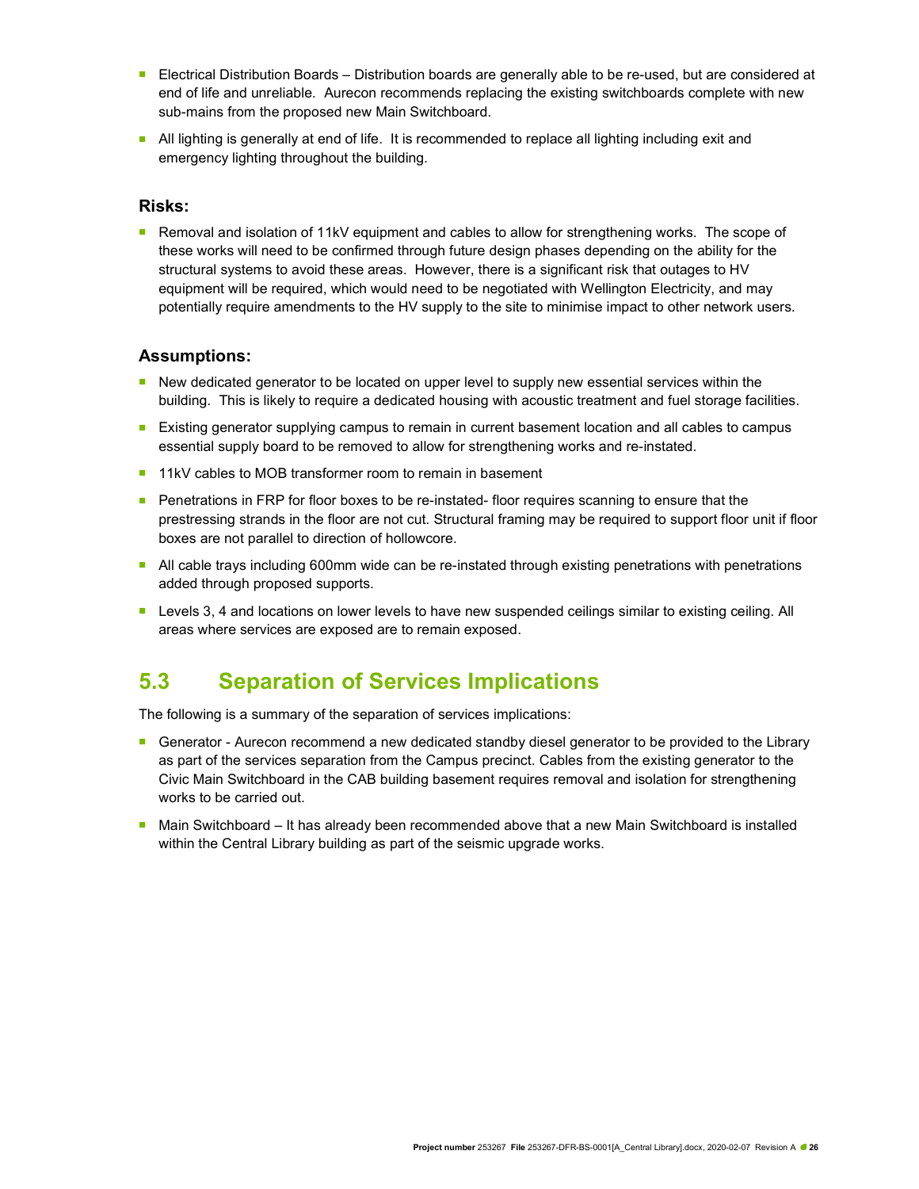- Electrical Distribution Boards – Distribution boards are generally able to be re-used, but are considered at end of life and unreliable. Aurecon recommends replacing the existing switchboards complete with new sub-mains from the proposed new Main Switchboard.
- All lighting is generally at end of life. It is recommended to replace all lighting including exit and emergency lighting throughout the building.

### Risks:

- Removal and isolation of 11kV equipment and cables to allow for strengthening works. The scope of these works will need to be confirmed through future design phases depending on the ability for the structural systems to avoid these areas. However, there is a significant risk that outages to HV equipment will be required, which would need to be negotiated with Wellington Electricity, and may potentially require amendments to the HV supply to the site to minimise impact to other network users.

### Assumptions:

- New dedicated generator to be located on upper level to supply new essential services within the building. This is likely to require a dedicated housing with acoustic treatment and fuel storage facilities.
- Existing generator supplying campus to remain in current basement location and all cables to campus essential supply board to be removed to allow for strengthening works and re-instated.
- 11kV cables to MOB transformer room to remain in basement
- Penetrations in FRP for floor boxes to be re-instated- floor requires scanning to ensure that the prestressing strands in the floor are not cut. Structural framing may be required to support floor unit if floor boxes are not parallel to direction of hollowcore.
- All cable trays including 600mm wide can be re-instated through existing penetrations with penetrations added through proposed supports.
- Levels 3, 4 and locations on lower levels to have new suspended ceilings similar to existing ceiling. All areas where services are exposed are to remain exposed.

## 5.3 Separation of Services Implications

The following is a summary of the separation of services implications:

- Generator - Aurecon recommend a new dedicated standby diesel generator to be provided to the Library as part of the services separation from the Campus precinct. Cables from the existing generator to the Civic Main Switchboard in the CAB building basement requires removal and isolation for strengthening works to be carried out.
- Main Switchboard – It has already been recommended above that a new Main Switchboard is installed within the Central Library building as part of the seismic upgrade works.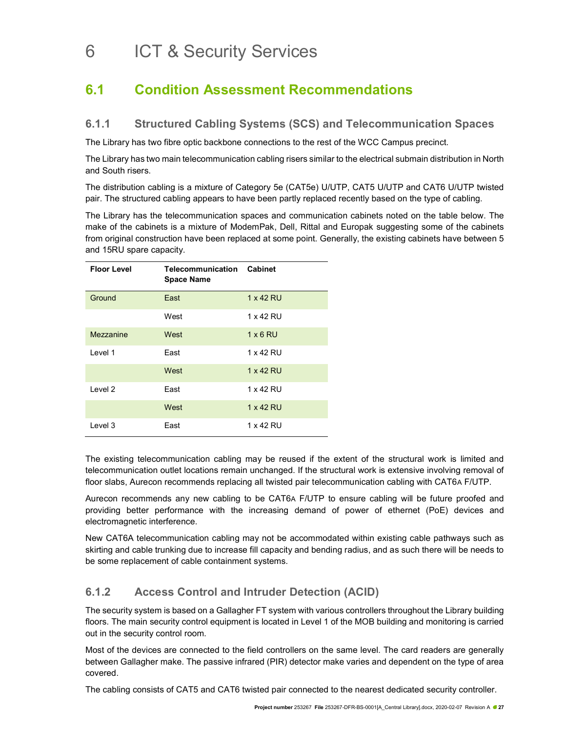# 6 ICT & Security Services

## 6.1 Condition Assessment Recommendations

### 6.1.1 Structured Cabling Systems (SCS) and Telecommunication Spaces

The Library has two fibre optic backbone connections to the rest of the WCC Campus precinct.

The Library has two main telecommunication cabling risers similar to the electrical submain distribution in North and South risers.

The distribution cabling is a mixture of Category 5e (CAT5e) U/UTP, CAT5 U/UTP and CAT6 U/UTP twisted pair. The structured cabling appears to have been partly replaced recently based on the type of cabling.

The Library has the telecommunication spaces and communication cabinets noted on the table below. The make of the cabinets is a mixture of ModemPak, Dell, Rittal and Europak suggesting some of the cabinets from original construction have been replaced at some point. Generally, the existing cabinets have between 5 and 15RU spare capacity.

| Floor Level | Telecommunication Space Name | Cabinet |
|---|---|---|
| Ground | East | 1 x 42 RU |
| | West | 1 x 42 RU |
| Mezzanine | West | 1 x 6 RU |
| Level 1 | East | 1 x 42 RU |
| | West | 1 x 42 RU |
| Level 2 | East | 1 x 42 RU |
| | West | 1 x 42 RU |
| Level 3 | East | 1 x 42 RU |

The existing telecommunication cabling may be reused if the extent of the structural work is limited and telecommunication outlet locations remain unchanged. If the structural work is extensive involving removal of floor slabs, Aurecon recommends replacing all twisted pair telecommunication cabling with CAT6A F/UTP.

Aurecon recommends any new cabling to be CAT6A F/UTP to ensure cabling will be future proofed and providing better performance with the increasing demand of power of ethernet (PoE) devices and electromagnetic interference.

New CAT6A telecommunication cabling may not be accommodated within existing cable pathways such as skirting and cable trunking due to increase fill capacity and bending radius, and as such there will be needs to be some replacement of cable containment systems.

### 6.1.2 Access Control and Intruder Detection (ACID)

The security system is based on a Gallagher FT system with various controllers throughout the Library building floors. The main security control equipment is located in Level 1 of the MOB building and monitoring is carried out in the security control room.

Most of the devices are connected to the field controllers on the same level. The card readers are generally between Gallagher make. The passive infrared (PIR) detector make varies and dependent on the type of area covered.

The cabling consists of CAT5 and CAT6 twisted pair connected to the nearest dedicated security controller.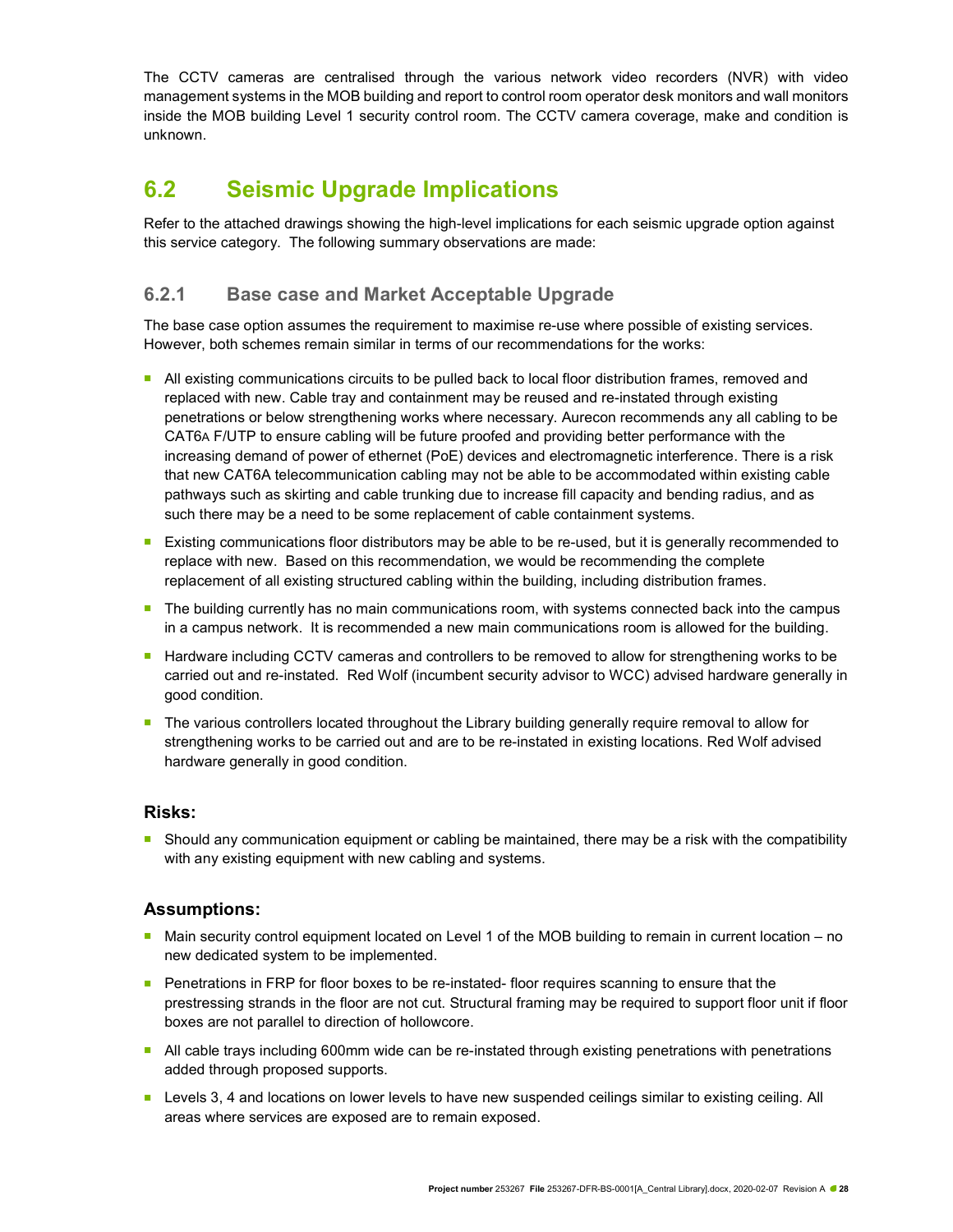The CCTV cameras are centralised through the various network video recorders (NVR) with video management systems in the MOB building and report to control room operator desk monitors and wall monitors inside the MOB building Level 1 security control room. The CCTV camera coverage, make and condition is unknown.

## 6.2 Seismic Upgrade Implications

Refer to the attached drawings showing the high-level implications for each seismic upgrade option against this service category. The following summary observations are made:

### 6.2.1 Base case and Market Acceptable Upgrade

The base case option assumes the requirement to maximise re-use where possible of existing services. However, both schemes remain similar in terms of our recommendations for the works:

- All existing communications circuits to be pulled back to local floor distribution frames, removed and replaced with new. Cable tray and containment may be reused and re-instated through existing penetrations or below strengthening works where necessary. Aurecon recommends any all cabling to be CAT6A F/UTP to ensure cabling will be future proofed and providing better performance with the increasing demand of power of ethernet (PoE) devices and electromagnetic interference. There is a risk that new CAT6A telecommunication cabling may not be able to be accommodated within existing cable pathways such as skirting and cable trunking due to increase fill capacity and bending radius, and as such there may be a need to be some replacement of cable containment systems.
- Existing communications floor distributors may be able to be re-used, but it is generally recommended to replace with new. Based on this recommendation, we would be recommending the complete replacement of all existing structured cabling within the building, including distribution frames.
- The building currently has no main communications room, with systems connected back into the campus in a campus network. It is recommended a new main communications room is allowed for the building.
- Hardware including CCTV cameras and controllers to be removed to allow for strengthening works to be carried out and re-instated. Red Wolf (incumbent security advisor to WCC) advised hardware generally in good condition.
- The various controllers located throughout the Library building generally require removal to allow for strengthening works to be carried out and are to be re-instated in existing locations. Red Wolf advised hardware generally in good condition.

#### Risks:

- Should any communication equipment or cabling be maintained, there may be a risk with the compatibility with any existing equipment with new cabling and systems.

#### Assumptions:

- Main security control equipment located on Level 1 of the MOB building to remain in current location – no new dedicated system to be implemented.
- Penetrations in FRP for floor boxes to be re-instated- floor requires scanning to ensure that the prestressing strands in the floor are not cut. Structural framing may be required to support floor unit if floor boxes are not parallel to direction of hollowcore.
- All cable trays including 600mm wide can be re-instated through existing penetrations with penetrations added through proposed supports.
- Levels 3, 4 and locations on lower levels to have new suspended ceilings similar to existing ceiling. All areas where services are exposed are to remain exposed.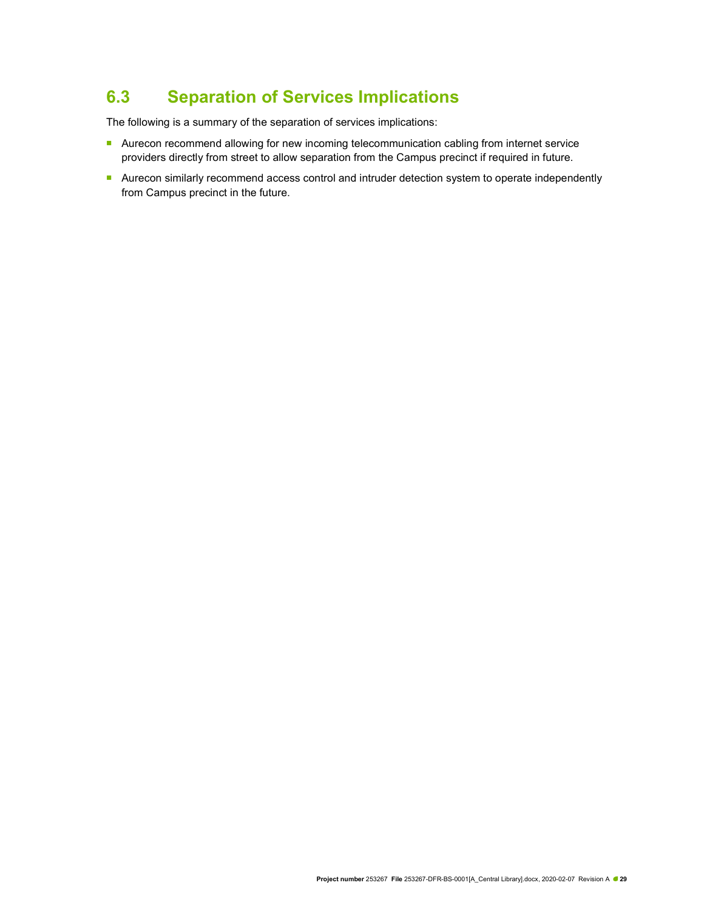## 6.3 Separation of Services Implications

The following is a summary of the separation of services implications:

- Aurecon recommend allowing for new incoming telecommunication cabling from internet service providers directly from street to allow separation from the Campus precinct if required in future.
- Aurecon similarly recommend access control and intruder detection system to operate independently from Campus precinct in the future.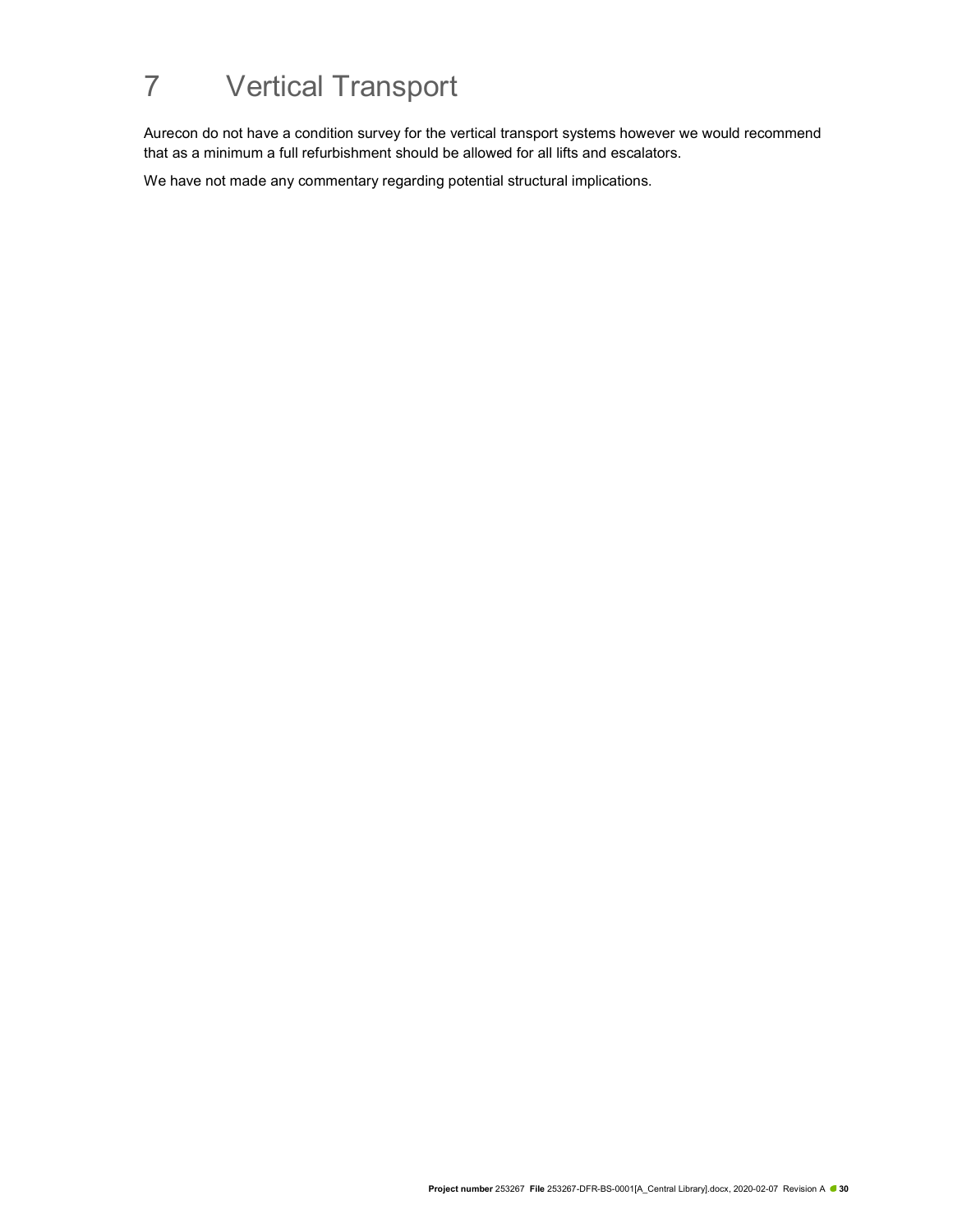# 7 Vertical Transport

Aurecon do not have a condition survey for the vertical transport systems however we would recommend that as a minimum a full refurbishment should be allowed for all lifts and escalators.

We have not made any commentary regarding potential structural implications.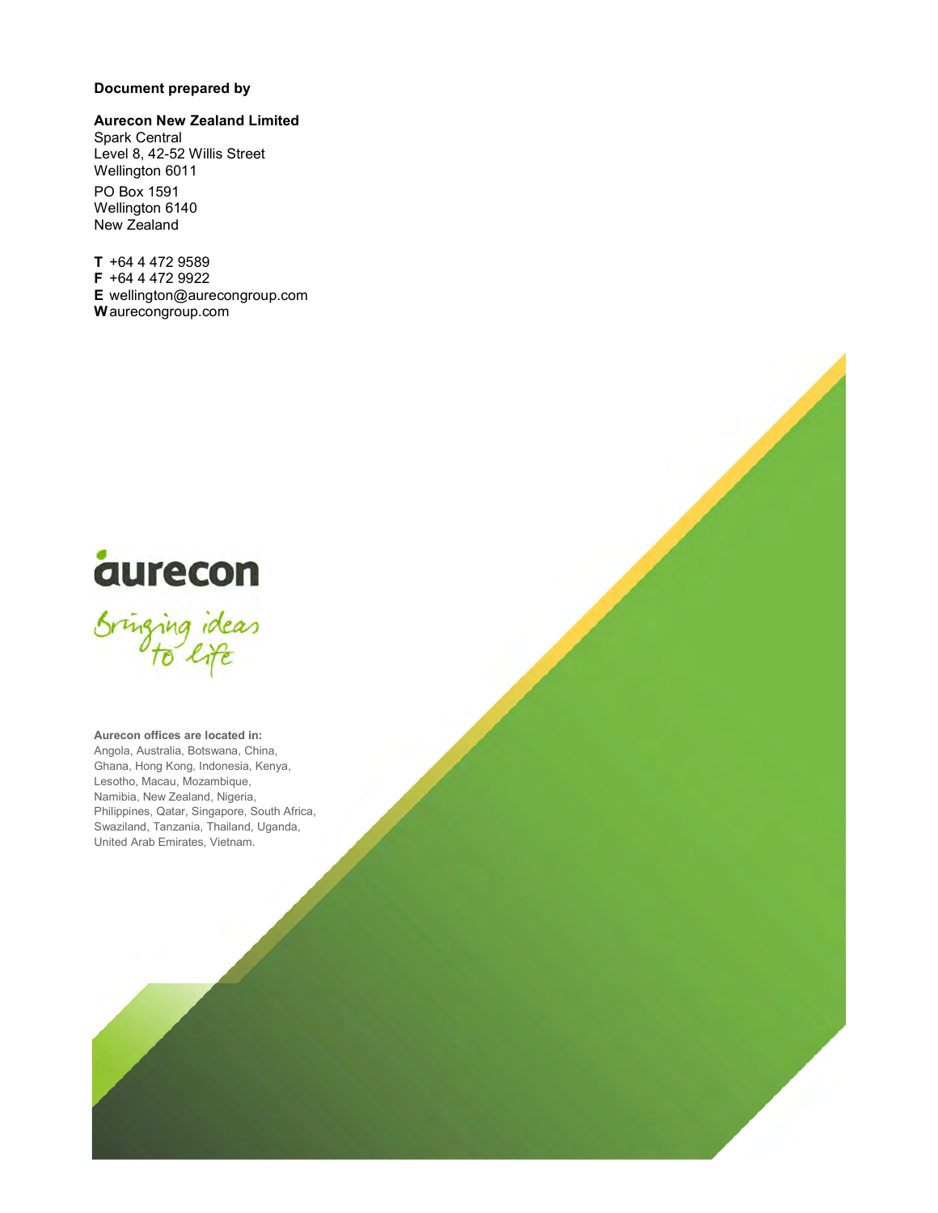**Document prepared by**

**Aurecon New Zealand Limited**
Spark Central
Level 8, 42-52 Willis Street
Wellington 6011

PO Box 1591
Wellington 6140
New Zealand

**T** +64 4 472 9589
**F** +64 4 472 9922
**E** wellington@aurecongroup.com
**W** aurecongroup.com

aurecon

Bringing ideas to life

**Aurecon offices are located in:**
Angola, Australia, Botswana, China, Ghana, Hong Kong, Indonesia, Kenya, Lesotho, Macau, Mozambique, Namibia, New Zealand, Nigeria, Philippines, Qatar, Singapore, South Africa, Swaziland, Tanzania, Thailand, Uganda, United Arab Emirates, Vietnam.